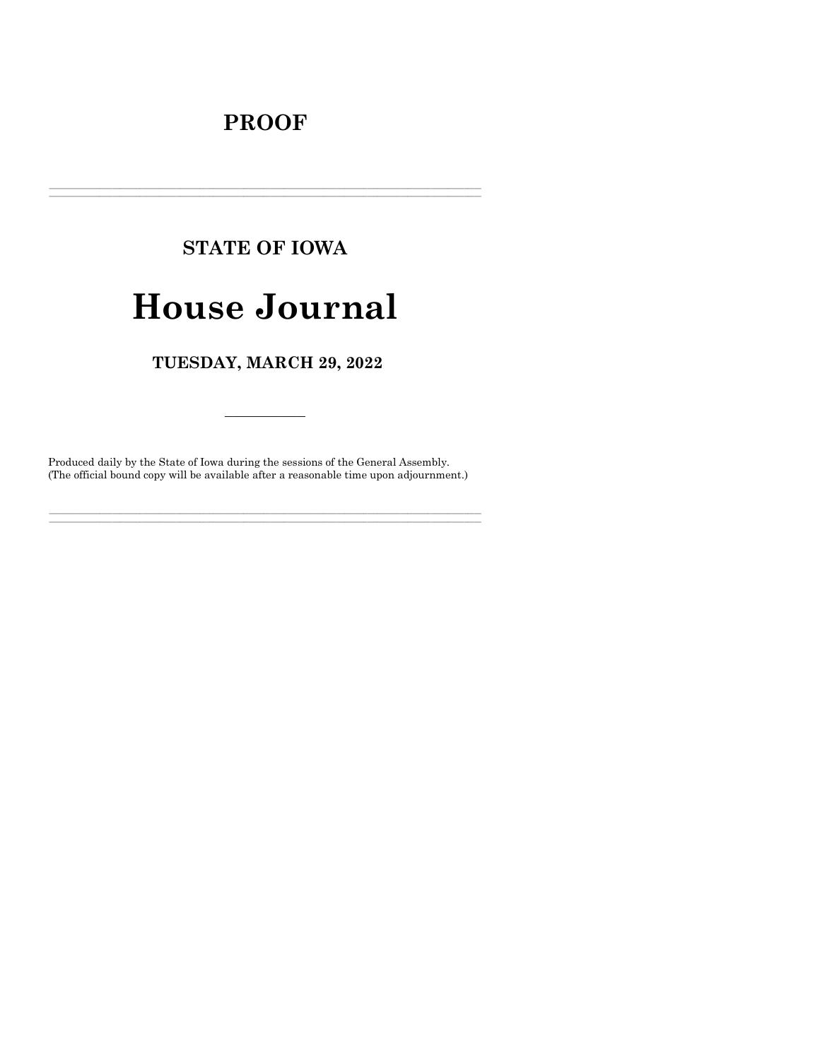# PROOF

---

## STATE OF IOWA

# House Journal

### TUESDAY, MARCH 29, 2022

---

Produced daily by the State of Iowa during the sessions of the General Assembly.
(The official bound copy will be available after a reasonable time upon adjournment.)

---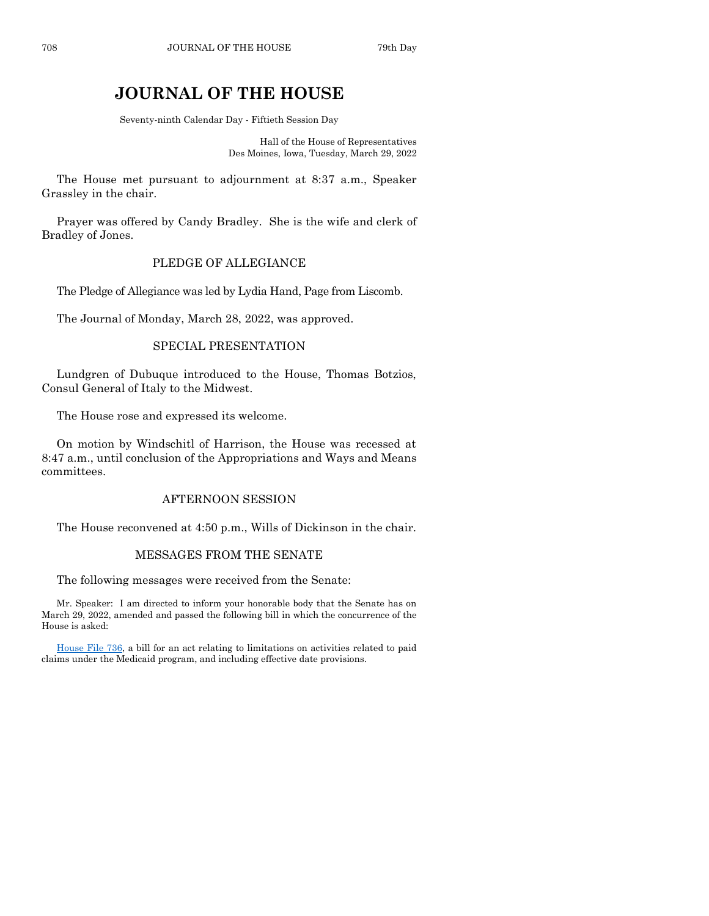# JOURNAL OF THE HOUSE

Seventy-ninth Calendar Day - Fiftieth Session Day

Hall of the House of Representatives
Des Moines, Iowa, Tuesday, March 29, 2022

The House met pursuant to adjournment at 8:37 a.m., Speaker Grassley in the chair.

Prayer was offered by Candy Bradley. She is the wife and clerk of Bradley of Jones.

## PLEDGE OF ALLEGIANCE

The Pledge of Allegiance was led by Lydia Hand, Page from Liscomb.

The Journal of Monday, March 28, 2022, was approved.

## SPECIAL PRESENTATION

Lundgren of Dubuque introduced to the House, Thomas Botzios, Consul General of Italy to the Midwest.

The House rose and expressed its welcome.

On motion by Windschitl of Harrison, the House was recessed at 8:47 a.m., until conclusion of the Appropriations and Ways and Means committees.

## AFTERNOON SESSION

The House reconvened at 4:50 p.m., Wills of Dickinson in the chair.

## MESSAGES FROM THE SENATE

The following messages were received from the Senate:

Mr. Speaker: I am directed to inform your honorable body that the Senate has on March 29, 2022, amended and passed the following bill in which the concurrence of the House is asked:

House File 736, a bill for an act relating to limitations on activities related to paid claims under the Medicaid program, and including effective date provisions.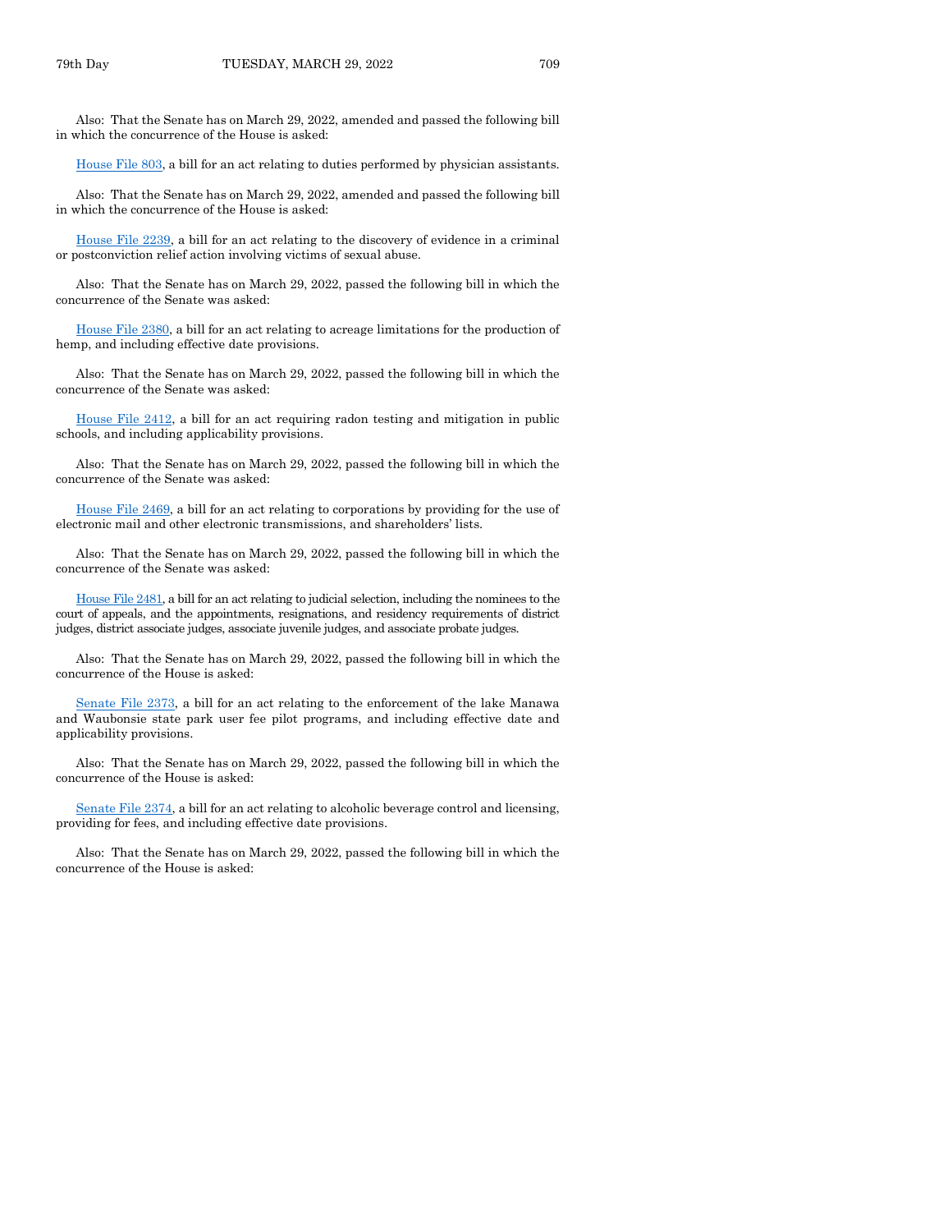Also: That the Senate has on March 29, 2022, amended and passed the following bill in which the concurrence of the House is asked:

House File 803, a bill for an act relating to duties performed by physician assistants.

Also: That the Senate has on March 29, 2022, amended and passed the following bill in which the concurrence of the House is asked:

House File 2239, a bill for an act relating to the discovery of evidence in a criminal or postconviction relief action involving victims of sexual abuse.

Also: That the Senate has on March 29, 2022, passed the following bill in which the concurrence of the Senate was asked:

House File 2380, a bill for an act relating to acreage limitations for the production of hemp, and including effective date provisions.

Also: That the Senate has on March 29, 2022, passed the following bill in which the concurrence of the Senate was asked:

House File 2412, a bill for an act requiring radon testing and mitigation in public schools, and including applicability provisions.

Also: That the Senate has on March 29, 2022, passed the following bill in which the concurrence of the Senate was asked:

House File 2469, a bill for an act relating to corporations by providing for the use of electronic mail and other electronic transmissions, and shareholders' lists.

Also: That the Senate has on March 29, 2022, passed the following bill in which the concurrence of the Senate was asked:

House File 2481, a bill for an act relating to judicial selection, including the nominees to the court of appeals, and the appointments, resignations, and residency requirements of district judges, district associate judges, associate juvenile judges, and associate probate judges.

Also: That the Senate has on March 29, 2022, passed the following bill in which the concurrence of the House is asked:

Senate File 2373, a bill for an act relating to the enforcement of the lake Manawa and Waubonsie state park user fee pilot programs, and including effective date and applicability provisions.

Also: That the Senate has on March 29, 2022, passed the following bill in which the concurrence of the House is asked:

Senate File 2374, a bill for an act relating to alcoholic beverage control and licensing, providing for fees, and including effective date provisions.

Also: That the Senate has on March 29, 2022, passed the following bill in which the concurrence of the House is asked: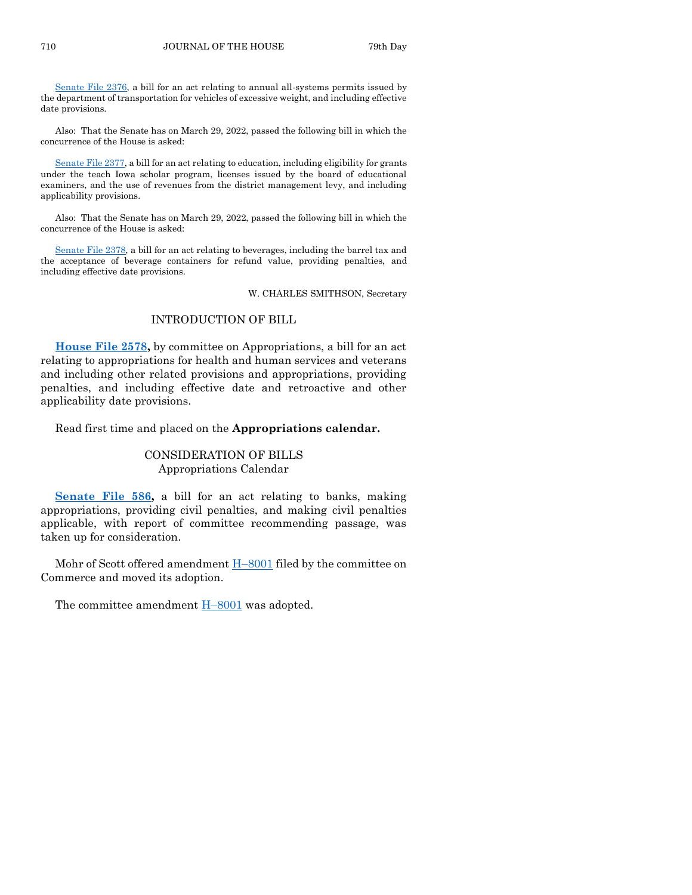Senate File 2376, a bill for an act relating to annual all-systems permits issued by the department of transportation for vehicles of excessive weight, and including effective date provisions.

Also: That the Senate has on March 29, 2022, passed the following bill in which the concurrence of the House is asked:

Senate File 2377, a bill for an act relating to education, including eligibility for grants under the teach Iowa scholar program, licenses issued by the board of educational examiners, and the use of revenues from the district management levy, and including applicability provisions.

Also: That the Senate has on March 29, 2022, passed the following bill in which the concurrence of the House is asked:

Senate File 2378, a bill for an act relating to beverages, including the barrel tax and the acceptance of beverage containers for refund value, providing penalties, and including effective date provisions.

W. CHARLES SMITHSON, Secretary

## INTRODUCTION OF BILL

**House File 2578,** by committee on Appropriations, a bill for an act relating to appropriations for health and human services and veterans and including other related provisions and appropriations, providing penalties, and including effective date and retroactive and other applicability date provisions.

Read first time and placed on the **Appropriations calendar.**

## CONSIDERATION OF BILLS
### Appropriations Calendar

**Senate File 586,** a bill for an act relating to banks, making appropriations, providing civil penalties, and making civil penalties applicable, with report of committee recommending passage, was taken up for consideration.

Mohr of Scott offered amendment H–8001 filed by the committee on Commerce and moved its adoption.

The committee amendment H–8001 was adopted.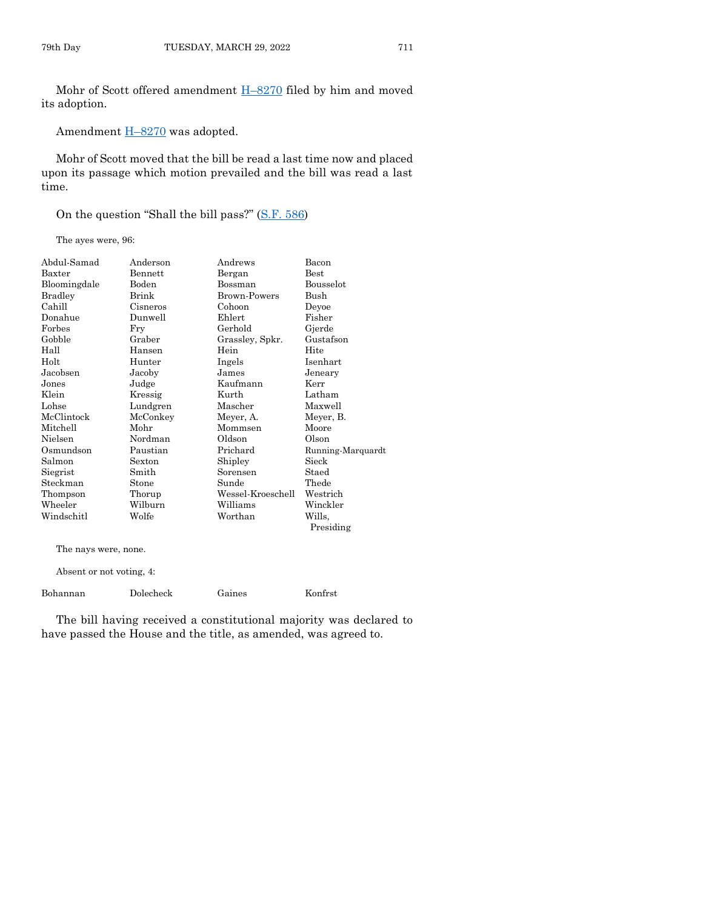Mohr of Scott offered amendment H–8270 filed by him and moved its adoption.

Amendment H–8270 was adopted.

Mohr of Scott moved that the bill be read a last time now and placed upon its passage which motion prevailed and the bill was read a last time.

On the question "Shall the bill pass?" (S.F. 586)

The ayes were, 96:

| | | | |
|---|---|---|---|
| Abdul-Samad | Anderson | Andrews | Bacon |
| Baxter | Bennett | Bergan | Best |
| Bloomingdale | Boden | Bossman | Bousselot |
| Bradley | Brink | Brown-Powers | Bush |
| Cahill | Cisneros | Cohoon | Deyoe |
| Donahue | Dunwell | Ehlert | Fisher |
| Forbes | Fry | Gerhold | Gjerde |
| Gobble | Graber | Grassley, Spkr. | Gustafson |
| Hall | Hansen | Hein | Hite |
| Holt | Hunter | Ingels | Isenhart |
| Jacobsen | Jacoby | James | Jeneary |
| Jones | Judge | Kaufmann | Kerr |
| Klein | Kressig | Kurth | Latham |
| Lohse | Lundgren | Mascher | Maxwell |
| McClintock | McConkey | Meyer, A. | Meyer, B. |
| Mitchell | Mohr | Mommsen | Moore |
| Nielsen | Nordman | Oldson | Olson |
| Osmundson | Paustian | Prichard | Running-Marquardt |
| Salmon | Sexton | Shipley | Sieck |
| Siegrist | Smith | Sorensen | Staed |
| Steckman | Stone | Sunde | Thede |
| Thompson | Thorup | Wessel-Kroeschell | Westrich |
| Wheeler | Wilburn | Williams | Winckler |
| Windschitl | Wolfe | Worthan | Wills, Presiding |

The nays were, none.

Absent or not voting, 4:

| | | | |
|---|---|---|---|
| Bohannan | Dolecheck | Gaines | Konfrst |

The bill having received a constitutional majority was declared to have passed the House and the title, as amended, was agreed to.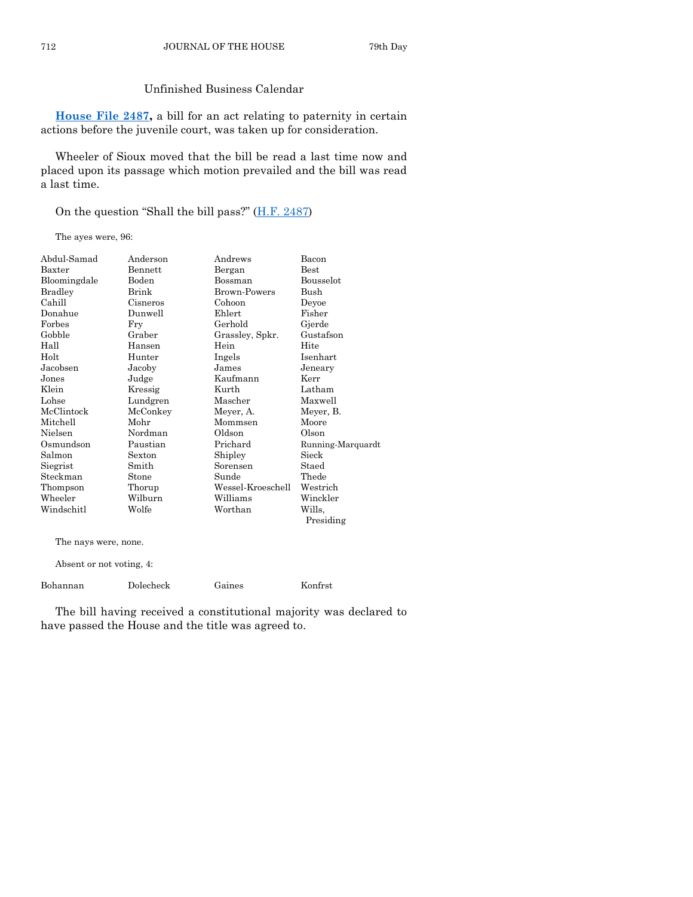## Unfinished Business Calendar

**House File 2487,** a bill for an act relating to paternity in certain actions before the juvenile court, was taken up for consideration.

Wheeler of Sioux moved that the bill be read a last time now and placed upon its passage which motion prevailed and the bill was read a last time.

On the question "Shall the bill pass?" (H.F. 2487)

The ayes were, 96:

| | | | |
|---|---|---|---|
| Abdul-Samad | Anderson | Andrews | Bacon |
| Baxter | Bennett | Bergan | Best |
| Bloomingdale | Boden | Bossman | Bousselot |
| Bradley | Brink | Brown-Powers | Bush |
| Cahill | Cisneros | Cohoon | Deyoe |
| Donahue | Dunwell | Ehlert | Fisher |
| Forbes | Fry | Gerhold | Gjerde |
| Gobble | Graber | Grassley, Spkr. | Gustafson |
| Hall | Hansen | Hein | Hite |
| Holt | Hunter | Ingels | Isenhart |
| Jacobsen | Jacoby | James | Jeneary |
| Jones | Judge | Kaufmann | Kerr |
| Klein | Kressig | Kurth | Latham |
| Lohse | Lundgren | Mascher | Maxwell |
| McClintock | McConkey | Meyer, A. | Meyer, B. |
| Mitchell | Mohr | Mommsen | Moore |
| Nielsen | Nordman | Oldson | Olson |
| Osmundson | Paustian | Prichard | Running-Marquardt |
| Salmon | Sexton | Shipley | Sieck |
| Siegrist | Smith | Sorensen | Staed |
| Steckman | Stone | Sunde | Thede |
| Thompson | Thorup | Wessel-Kroeschell | Westrich |
| Wheeler | Wilburn | Williams | Winckler |
| Windschitl | Wolfe | Worthan | Wills, Presiding |

The nays were, none.

Absent or not voting, 4:

| | | | |
|---|---|---|---|
| Bohannan | Dolecheck | Gaines | Konfrst |

The bill having received a constitutional majority was declared to have passed the House and the title was agreed to.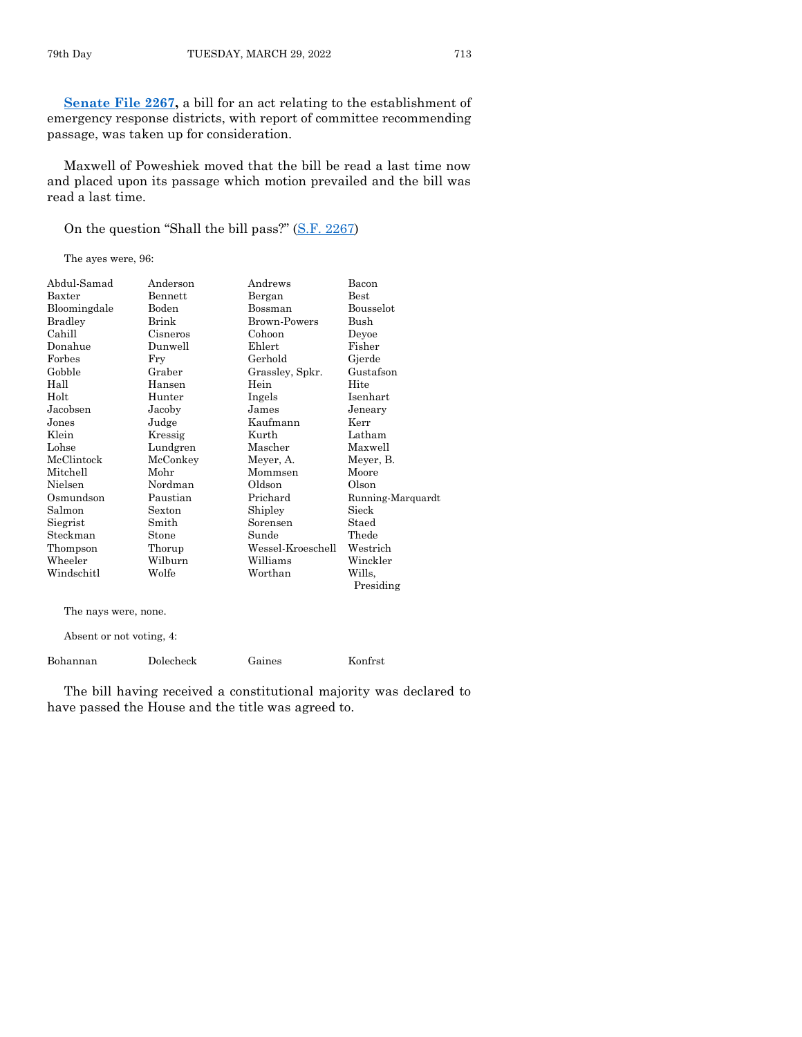**Senate File 2267,** a bill for an act relating to the establishment of emergency response districts, with report of committee recommending passage, was taken up for consideration.

Maxwell of Poweshiek moved that the bill be read a last time now and placed upon its passage which motion prevailed and the bill was read a last time.

On the question "Shall the bill pass?" (S.F. 2267)

The ayes were, 96:

| | | | |
|---|---|---|---|
| Abdul-Samad | Anderson | Andrews | Bacon |
| Baxter | Bennett | Bergan | Best |
| Bloomingdale | Boden | Bossman | Bousselot |
| Bradley | Brink | Brown-Powers | Bush |
| Cahill | Cisneros | Cohoon | Deyoe |
| Donahue | Dunwell | Ehlert | Fisher |
| Forbes | Fry | Gerhold | Gjerde |
| Gobble | Graber | Grassley, Spkr. | Gustafson |
| Hall | Hansen | Hein | Hite |
| Holt | Hunter | Ingels | Isenhart |
| Jacobsen | Jacoby | James | Jeneary |
| Jones | Judge | Kaufmann | Kerr |
| Klein | Kressig | Kurth | Latham |
| Lohse | Lundgren | Mascher | Maxwell |
| McClintock | McConkey | Meyer, A. | Meyer, B. |
| Mitchell | Mohr | Mommsen | Moore |
| Nielsen | Nordman | Oldson | Olson |
| Osmundson | Paustian | Prichard | Running-Marquardt |
| Salmon | Sexton | Shipley | Sieck |
| Siegrist | Smith | Sorensen | Staed |
| Steckman | Stone | Sunde | Thede |
| Thompson | Thorup | Wessel-Kroeschell | Westrich |
| Wheeler | Wilburn | Williams | Winckler |
| Windschitl | Wolfe | Worthan | Wills, Presiding |

The nays were, none.

Absent or not voting, 4:

| | | | |
|---|---|---|---|
| Bohannan | Dolecheck | Gaines | Konfrst |

The bill having received a constitutional majority was declared to have passed the House and the title was agreed to.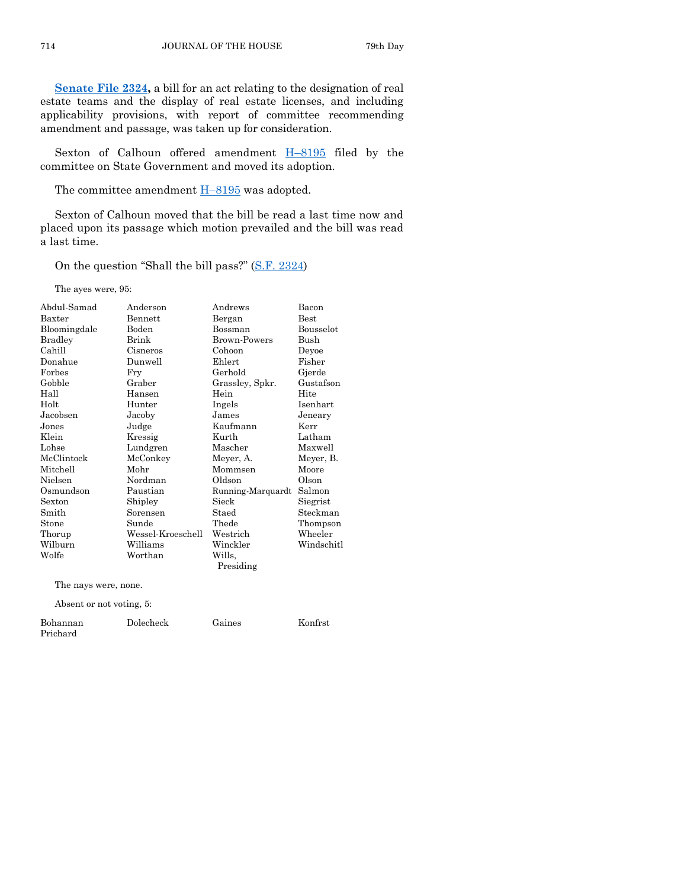**Senate File 2324,** a bill for an act relating to the designation of real estate teams and the display of real estate licenses, and including applicability provisions, with report of committee recommending amendment and passage, was taken up for consideration.

Sexton of Calhoun offered amendment H–8195 filed by the committee on State Government and moved its adoption.

The committee amendment H–8195 was adopted.

Sexton of Calhoun moved that the bill be read a last time now and placed upon its passage which motion prevailed and the bill was read a last time.

On the question "Shall the bill pass?" (S.F. 2324)

The ayes were, 95:

| | | | |
|---|---|---|---|
| Abdul-Samad | Anderson | Andrews | Bacon |
| Baxter | Bennett | Bergan | Best |
| Bloomingdale | Boden | Bossman | Bousselot |
| Bradley | Brink | Brown-Powers | Bush |
| Cahill | Cisneros | Cohoon | Deyoe |
| Donahue | Dunwell | Ehlert | Fisher |
| Forbes | Fry | Gerhold | Gjerde |
| Gobble | Graber | Grassley, Spkr. | Gustafson |
| Hall | Hansen | Hein | Hite |
| Holt | Hunter | Ingels | Isenhart |
| Jacobsen | Jacoby | James | Jeneary |
| Jones | Judge | Kaufmann | Kerr |
| Klein | Kressig | Kurth | Latham |
| Lohse | Lundgren | Mascher | Maxwell |
| McClintock | McConkey | Meyer, A. | Meyer, B. |
| Mitchell | Mohr | Mommsen | Moore |
| Nielsen | Nordman | Oldson | Olson |
| Osmundson | Paustian | Running-Marquardt | Salmon |
| Sexton | Shipley | Sieck | Siegrist |
| Smith | Sorensen | Staed | Steckman |
| Stone | Sunde | Thede | Thompson |
| Thorup | Wessel-Kroeschell | Westrich | Wheeler |
| Wilburn | Williams | Winckler | Windschitl |
| Wolfe | Worthan | Wills, Presiding | |

The nays were, none.

Absent or not voting, 5:

| | | | |
|---|---|---|---|
| Bohannan | Dolecheck | Gaines | Konfrst |
| Prichard | | | |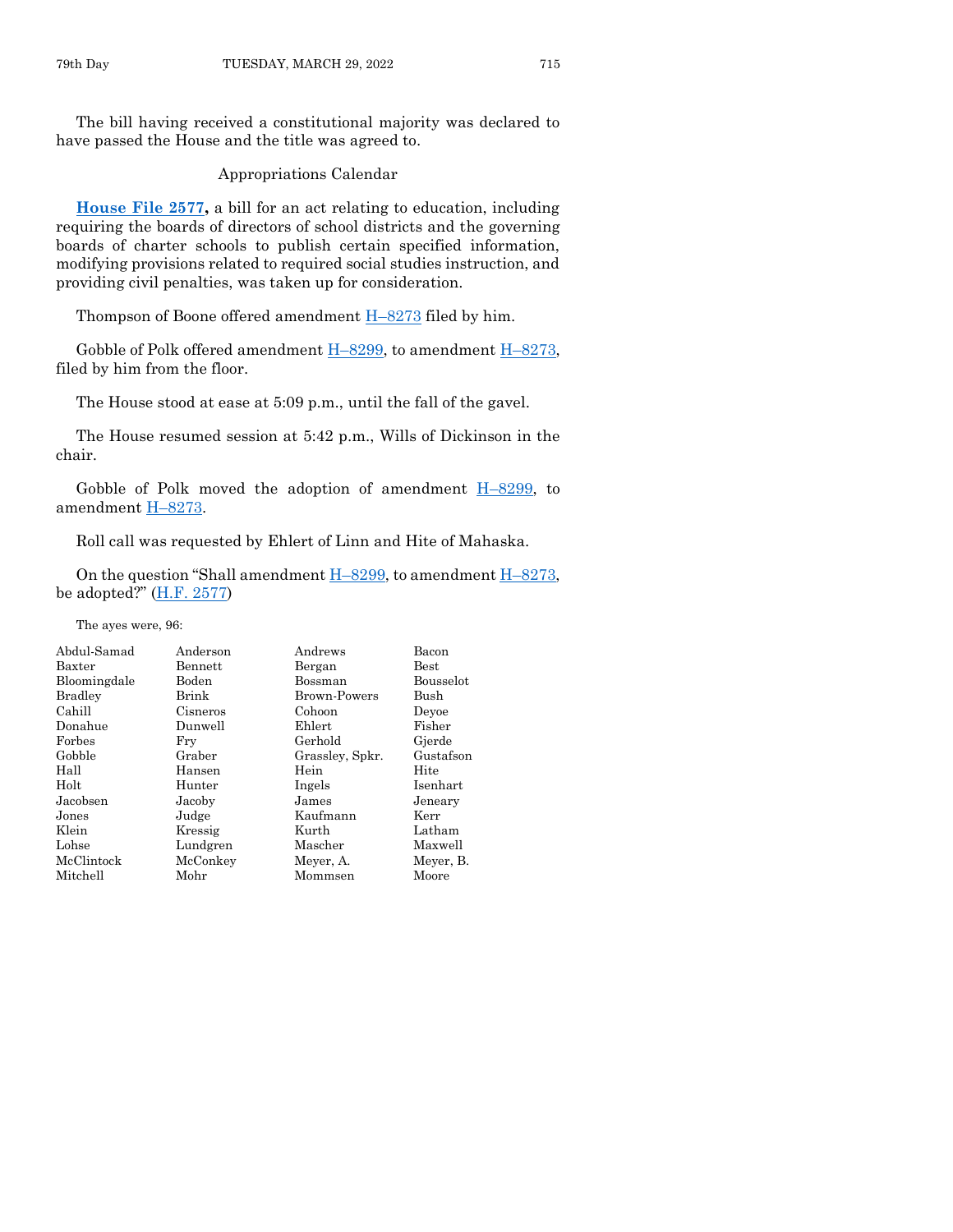The bill having received a constitutional majority was declared to have passed the House and the title was agreed to.

Appropriations Calendar

**House File 2577,** a bill for an act relating to education, including requiring the boards of directors of school districts and the governing boards of charter schools to publish certain specified information, modifying provisions related to required social studies instruction, and providing civil penalties, was taken up for consideration.

Thompson of Boone offered amendment H–8273 filed by him.

Gobble of Polk offered amendment H–8299, to amendment H–8273, filed by him from the floor.

The House stood at ease at 5:09 p.m., until the fall of the gavel.

The House resumed session at 5:42 p.m., Wills of Dickinson in the chair.

Gobble of Polk moved the adoption of amendment H–8299, to amendment H–8273.

Roll call was requested by Ehlert of Linn and Hite of Mahaska.

On the question "Shall amendment H–8299, to amendment H–8273, be adopted?" (H.F. 2577)

The ayes were, 96:

| | | | |
|---|---|---|---|
| Abdul-Samad | Anderson | Andrews | Bacon |
| Baxter | Bennett | Bergan | Best |
| Bloomingdale | Boden | Bossman | Bousselot |
| Bradley | Brink | Brown-Powers | Bush |
| Cahill | Cisneros | Cohoon | Deyoe |
| Donahue | Dunwell | Ehlert | Fisher |
| Forbes | Fry | Gerhold | Gjerde |
| Gobble | Graber | Grassley, Spkr. | Gustafson |
| Hall | Hansen | Hein | Hite |
| Holt | Hunter | Ingels | Isenhart |
| Jacobsen | Jacoby | James | Jeneary |
| Jones | Judge | Kaufmann | Kerr |
| Klein | Kressig | Kurth | Latham |
| Lohse | Lundgren | Mascher | Maxwell |
| McClintock | McConkey | Meyer, A. | Meyer, B. |
| Mitchell | Mohr | Mommsen | Moore |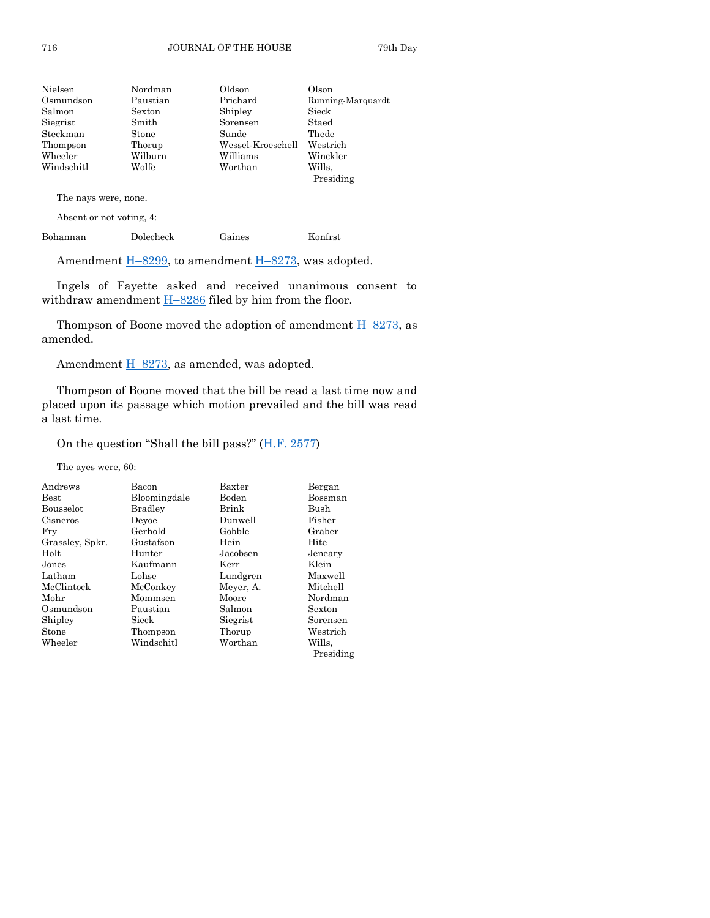| | | | |
|---|---|---|---|
| Nielsen | Nordman | Oldson | Olson |
| Osmundson | Paustian | Prichard | Running-Marquardt |
| Salmon | Sexton | Shipley | Sieck |
| Siegrist | Smith | Sorensen | Staed |
| Steckman | Stone | Sunde | Thede |
| Thompson | Thorup | Wessel-Kroeschell | Westrich |
| Wheeler | Wilburn | Williams | Winckler |
| Windschitl | Wolfe | Worthan | Wills, Presiding |

The nays were, none.

Absent or not voting, 4:

| | | | |
|---|---|---|---|
| Bohannan | Dolecheck | Gaines | Konfrst |

Amendment H–8299, to amendment H–8273, was adopted.

Ingels of Fayette asked and received unanimous consent to withdraw amendment H–8286 filed by him from the floor.

Thompson of Boone moved the adoption of amendment H–8273, as amended.

Amendment H–8273, as amended, was adopted.

Thompson of Boone moved that the bill be read a last time now and placed upon its passage which motion prevailed and the bill was read a last time.

On the question "Shall the bill pass?" (H.F. 2577)

The ayes were, 60:

| | | | |
|---|---|---|---|
| Andrews | Bacon | Baxter | Bergan |
| Best | Bloomingdale | Boden | Bossman |
| Bousselot | Bradley | Brink | Bush |
| Cisneros | Deyoe | Dunwell | Fisher |
| Fry | Gerhold | Gobble | Graber |
| Grassley, Spkr. | Gustafson | Hein | Hite |
| Holt | Hunter | Jacobsen | Jeneary |
| Jones | Kaufmann | Kerr | Klein |
| Latham | Lohse | Lundgren | Maxwell |
| McClintock | McConkey | Meyer, A. | Mitchell |
| Mohr | Mommsen | Moore | Nordman |
| Osmundson | Paustian | Salmon | Sexton |
| Shipley | Sieck | Siegrist | Sorensen |
| Stone | Thompson | Thorup | Westrich |
| Wheeler | Windschitl | Worthan | Wills, Presiding |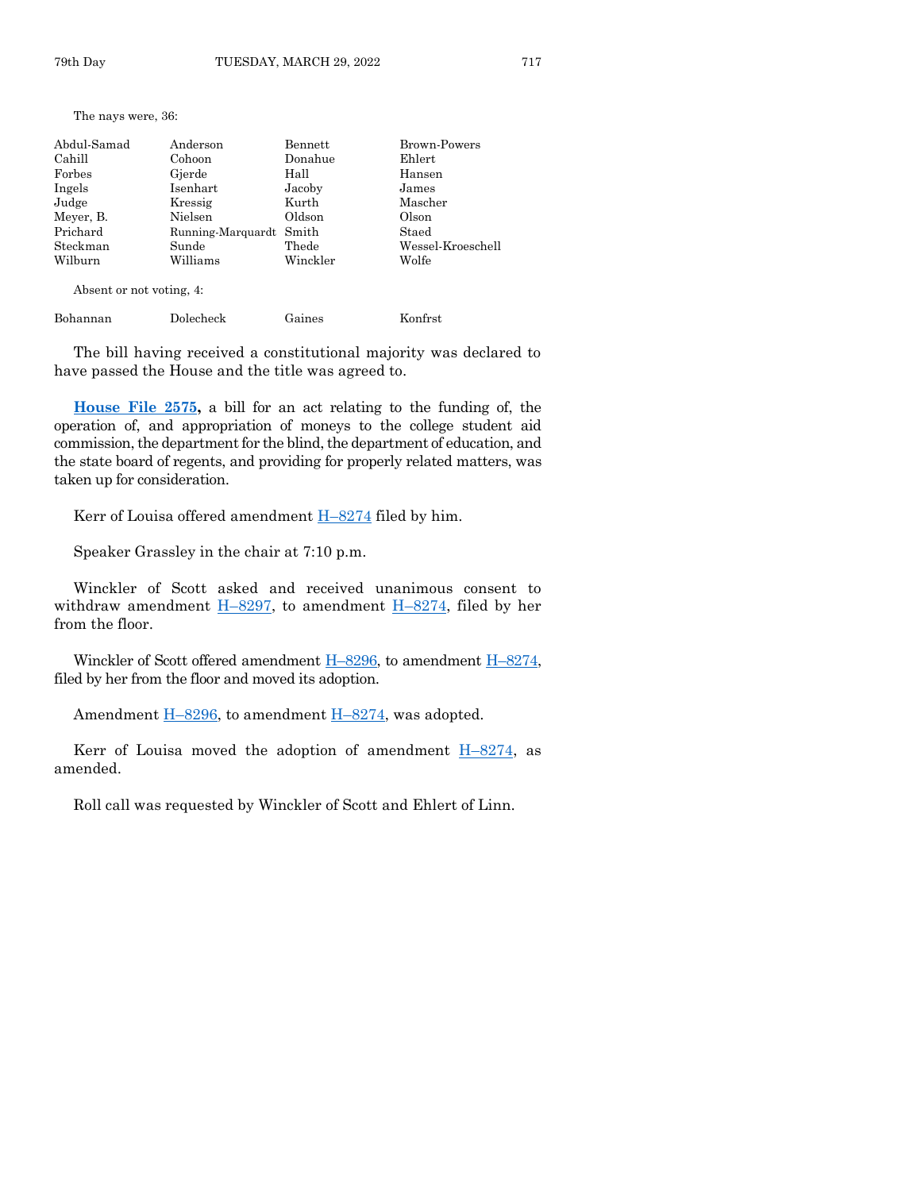The nays were, 36:

| | | | |
|---|---|---|---|
| Abdul-Samad | Anderson | Bennett | Brown-Powers |
| Cahill | Cohoon | Donahue | Ehlert |
| Forbes | Gjerde | Hall | Hansen |
| Ingels | Isenhart | Jacoby | James |
| Judge | Kressig | Kurth | Mascher |
| Meyer, B. | Nielsen | Oldson | Olson |
| Prichard | Running-Marquardt | Smith | Staed |
| Steckman | Sunde | Thede | Wessel-Kroeschell |
| Wilburn | Williams | Winckler | Wolfe |

Absent or not voting, 4:

| | | | |
|---|---|---|---|
| Bohannan | Dolecheck | Gaines | Konfrst |

The bill having received a constitutional majority was declared to have passed the House and the title was agreed to.

**House File 2575,** a bill for an act relating to the funding of, the operation of, and appropriation of moneys to the college student aid commission, the department for the blind, the department of education, and the state board of regents, and providing for properly related matters, was taken up for consideration.

Kerr of Louisa offered amendment H–8274 filed by him.

Speaker Grassley in the chair at 7:10 p.m.

Winckler of Scott asked and received unanimous consent to withdraw amendment H–8297, to amendment H–8274, filed by her from the floor.

Winckler of Scott offered amendment H–8296, to amendment H–8274, filed by her from the floor and moved its adoption.

Amendment H–8296, to amendment H–8274, was adopted.

Kerr of Louisa moved the adoption of amendment H–8274, as amended.

Roll call was requested by Winckler of Scott and Ehlert of Linn.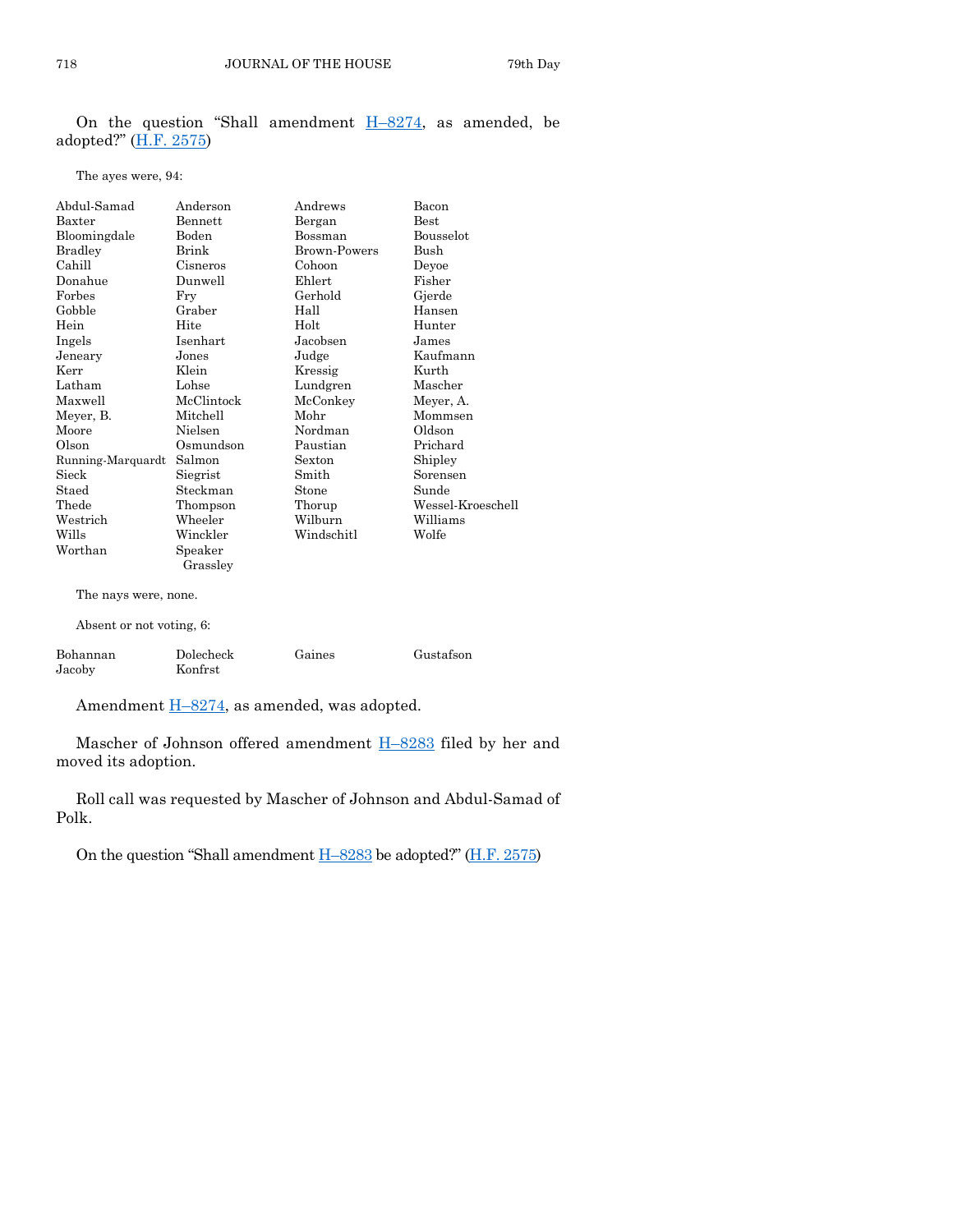On the question "Shall amendment H–8274, as amended, be adopted?" (H.F. 2575)

The ayes were, 94:

| | | | |
|---|---|---|---|
| Abdul-Samad | Anderson | Andrews | Bacon |
| Baxter | Bennett | Bergan | Best |
| Bloomingdale | Boden | Bossman | Bousselot |
| Bradley | Brink | Brown-Powers | Bush |
| Cahill | Cisneros | Cohoon | Deyoe |
| Donahue | Dunwell | Ehlert | Fisher |
| Forbes | Fry | Gerhold | Gjerde |
| Gobble | Graber | Hall | Hansen |
| Hein | Hite | Holt | Hunter |
| Ingels | Isenhart | Jacobsen | James |
| Jeneary | Jones | Judge | Kaufmann |
| Kerr | Klein | Kressig | Kurth |
| Latham | Lohse | Lundgren | Mascher |
| Maxwell | McClintock | McConkey | Meyer, A. |
| Meyer, B. | Mitchell | Mohr | Mommsen |
| Moore | Nielsen | Nordman | Oldson |
| Olson | Osmundson | Paustian | Prichard |
| Running-Marquardt | Salmon | Sexton | Shipley |
| Sieck | Siegrist | Smith | Sorensen |
| Staed | Steckman | Stone | Sunde |
| Thede | Thompson | Thorup | Wessel-Kroeschell |
| Westrich | Wheeler | Wilburn | Williams |
| Wills | Winckler | Windschitl | Wolfe |
| Worthan | Speaker Grassley | | |

The nays were, none.

Absent or not voting, 6:

| | | | |
|---|---|---|---|
| Bohannan | Dolecheck | Gaines | Gustafson |
| Jacoby | Konfrst | | |

Amendment H–8274, as amended, was adopted.

Mascher of Johnson offered amendment H–8283 filed by her and moved its adoption.

Roll call was requested by Mascher of Johnson and Abdul-Samad of Polk.

On the question "Shall amendment H–8283 be adopted?" (H.F. 2575)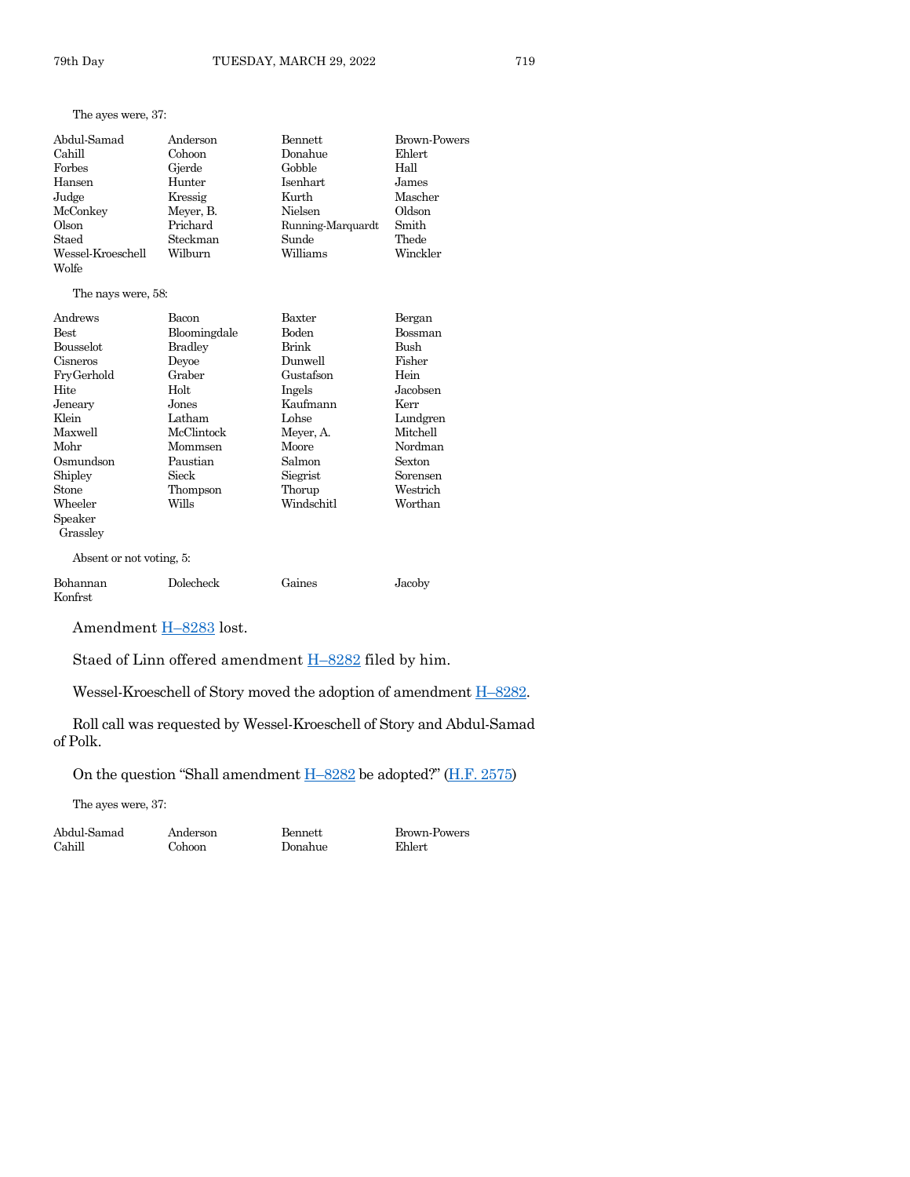The ayes were, 37:

| | | | |
|---|---|---|---|
| Abdul-Samad | Anderson | Bennett | Brown-Powers |
| Cahill | Cohoon | Donahue | Ehlert |
| Forbes | Gjerde | Gobble | Hall |
| Hansen | Hunter | Isenhart | James |
| Judge | Kressig | Kurth | Mascher |
| McConkey | Meyer, B. | Nielsen | Oldson |
| Olson | Prichard | Running-Marquardt | Smith |
| Staed | Steckman | Sunde | Thede |
| Wessel-Kroeschell | Wilburn | Williams | Winckler |
| Wolfe | | | |

The nays were, 58:

| | | | |
|---|---|---|---|
| Andrews | Bacon | Baxter | Bergan |
| Best | Bloomingdale | Boden | Bossman |
| Bousselot | Bradley | Brink | Bush |
| Cisneros | Deyoe | Dunwell | Fisher |
| FryGerhold | Graber | Gustafson | Hein |
| Hite | Holt | Ingels | Jacobsen |
| Jeneary | Jones | Kaufmann | Kerr |
| Klein | Latham | Lohse | Lundgren |
| Maxwell | McClintock | Meyer, A. | Mitchell |
| Mohr | Mommsen | Moore | Nordman |
| Osmundson | Paustian | Salmon | Sexton |
| Shipley | Sieck | Siegrist | Sorensen |
| Stone | Thompson | Thorup | Westrich |
| Wheeler | Wills | Windschitl | Worthan |
| Speaker Grassley | | | |

Absent or not voting, 5:

| | | | |
|---|---|---|---|
| Bohannan | Dolecheck | Gaines | Jacoby |
| Konfrst | | | |

Amendment H–8283 lost.

Staed of Linn offered amendment H–8282 filed by him.

Wessel-Kroeschell of Story moved the adoption of amendment H–8282.

Roll call was requested by Wessel-Kroeschell of Story and Abdul-Samad of Polk.

On the question "Shall amendment H–8282 be adopted?" (H.F. 2575)

The ayes were, 37:

| | | | |
|---|---|---|---|
| Abdul-Samad | Anderson | Bennett | Brown-Powers |
| Cahill | Cohoon | Donahue | Ehlert |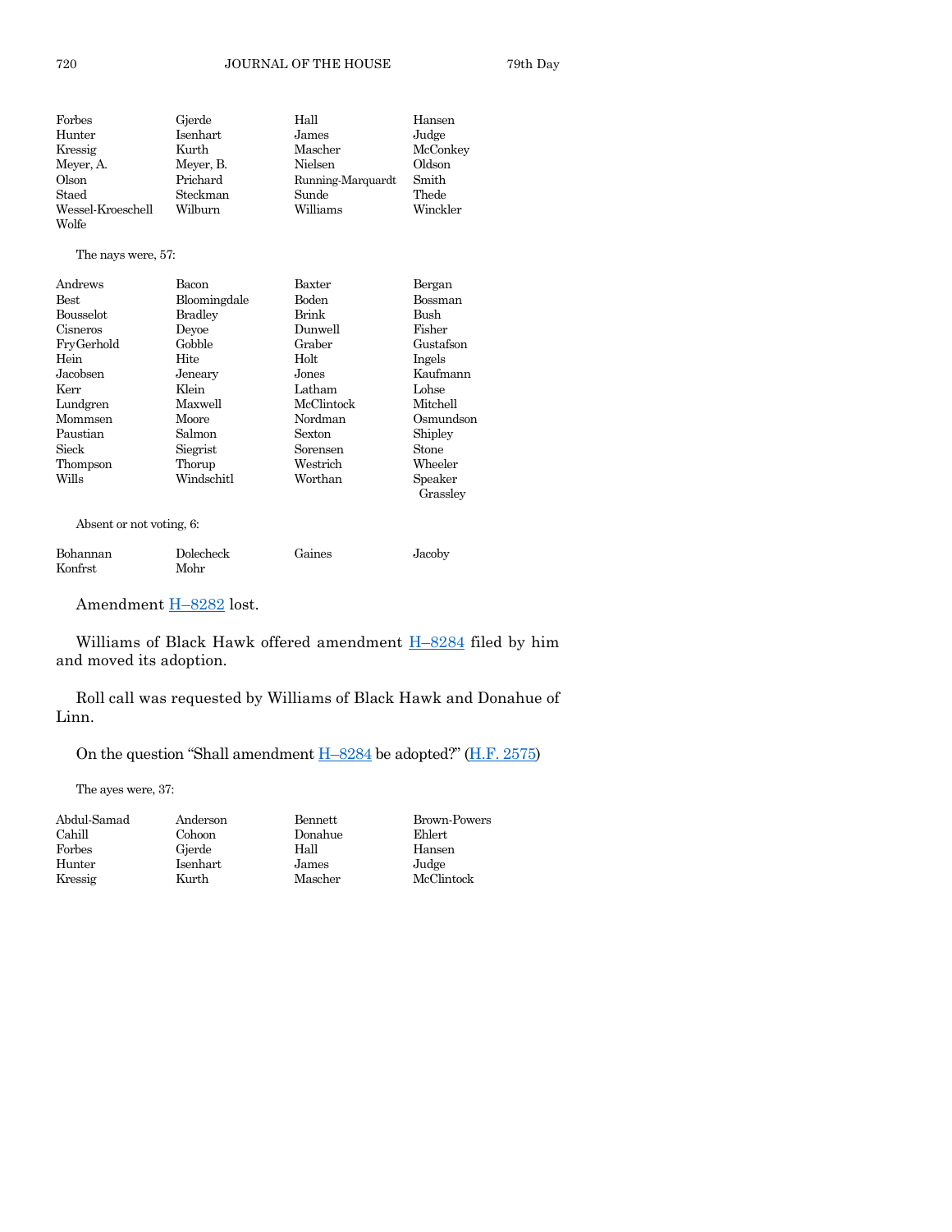| | | | |
|---|---|---|---|
| Forbes | Gjerde | Hall | Hansen |
| Hunter | Isenhart | James | Judge |
| Kressig | Kurth | Mascher | McConkey |
| Meyer, A. | Meyer, B. | Nielsen | Oldson |
| Olson | Prichard | Running-Marquardt | Smith |
| Staed | Steckman | Sunde | Thede |
| Wessel-Kroeschell | Wilburn | Williams | Winckler |
| Wolfe | | | |

The nays were, 57:

| | | | |
|---|---|---|---|
| Andrews | Bacon | Baxter | Bergan |
| Best | Bloomingdale | Boden | Bossman |
| Bousselot | Bradley | Brink | Bush |
| Cisneros | Deyoe | Dunwell | Fisher |
| FryGerhold | Gobble | Graber | Gustafson |
| Hein | Hite | Holt | Ingels |
| Jacobsen | Jeneary | Jones | Kaufmann |
| Kerr | Klein | Latham | Lohse |
| Lundgren | Maxwell | McClintock | Mitchell |
| Mommsen | Moore | Nordman | Osmundson |
| Paustian | Salmon | Sexton | Shipley |
| Sieck | Siegrist | Sorensen | Stone |
| Thompson | Thorup | Westrich | Wheeler |
| Wills | Windschitl | Worthan | Speaker Grassley |

Absent or not voting, 6:

| | | | |
|---|---|---|---|
| Bohannan | Dolecheck | Gaines | Jacoby |
| Konfrst | Mohr | | |

Amendment H–8282 lost.

Williams of Black Hawk offered amendment H–8284 filed by him and moved its adoption.

Roll call was requested by Williams of Black Hawk and Donahue of Linn.

On the question "Shall amendment H–8284 be adopted?" (H.F. 2575)

The ayes were, 37:

| | | | |
|---|---|---|---|
| Abdul-Samad | Anderson | Bennett | Brown-Powers |
| Cahill | Cohoon | Donahue | Ehlert |
| Forbes | Gjerde | Hall | Hansen |
| Hunter | Isenhart | James | Judge |
| Kressig | Kurth | Mascher | McClintock |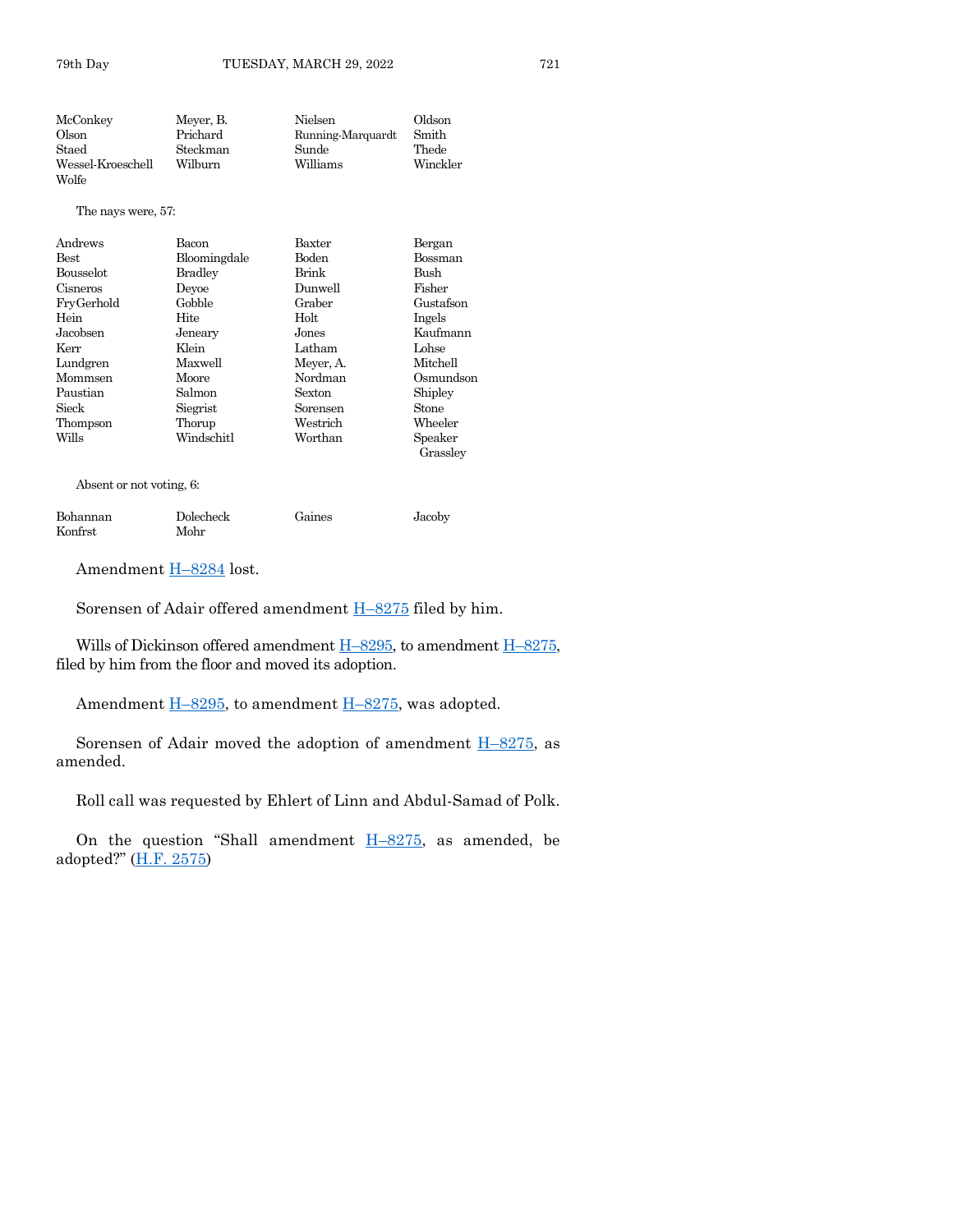| | | | |
|---|---|---|---|
| McConkey | Meyer, B. | Nielsen | Oldson |
| Olson | Prichard | Running-Marquardt | Smith |
| Staed | Steckman | Sunde | Thede |
| Wessel-Kroeschell | Wilburn | Williams | Winckler |
| Wolfe | | | |

The nays were, 57:

| | | | |
|---|---|---|---|
| Andrews | Bacon | Baxter | Bergan |
| Best | Bloomingdale | Boden | Bossman |
| Bousselot | Bradley | Brink | Bush |
| Cisneros | Deyoe | Dunwell | Fisher |
| FryGerhold | Gobble | Graber | Gustafson |
| Hein | Hite | Holt | Ingels |
| Jacobsen | Jeneary | Jones | Kaufmann |
| Kerr | Klein | Latham | Lohse |
| Lundgren | Maxwell | Meyer, A. | Mitchell |
| Mommsen | Moore | Nordman | Osmundson |
| Paustian | Salmon | Sexton | Shipley |
| Sieck | Siegrist | Sorensen | Stone |
| Thompson | Thorup | Westrich | Wheeler |
| Wills | Windschitl | Worthan | Speaker Grassley |

Absent or not voting, 6:

| | | | |
|---|---|---|---|
| Bohannan | Dolecheck | Gaines | Jacoby |
| Konfrst | Mohr | | |

Amendment H–8284 lost.

Sorensen of Adair offered amendment H–8275 filed by him.

Wills of Dickinson offered amendment H–8295, to amendment H–8275, filed by him from the floor and moved its adoption.

Amendment H–8295, to amendment H–8275, was adopted.

Sorensen of Adair moved the adoption of amendment H–8275, as amended.

Roll call was requested by Ehlert of Linn and Abdul-Samad of Polk.

On the question "Shall amendment H–8275, as amended, be adopted?" (H.F. 2575)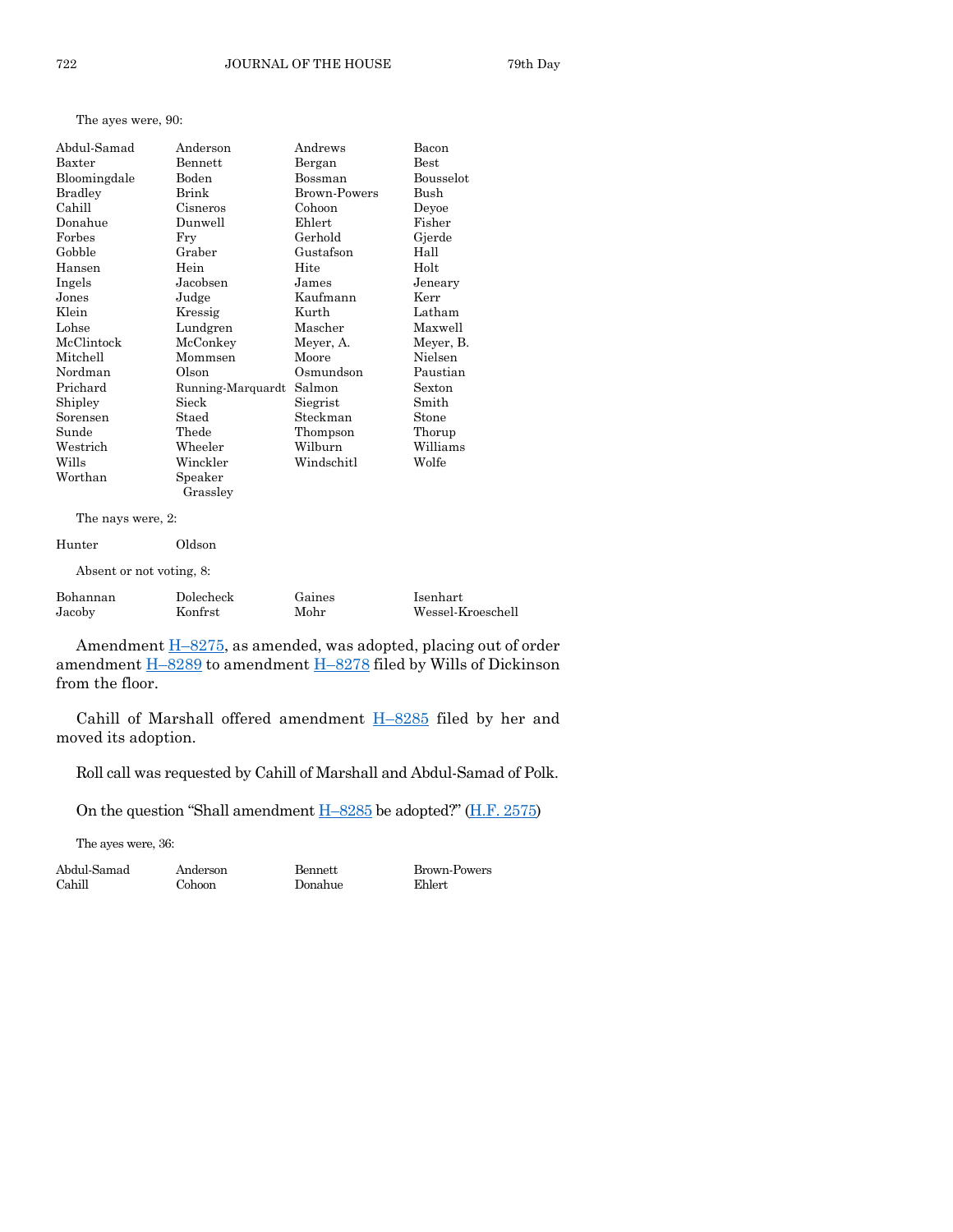The ayes were, 90:

| | | | |
|---|---|---|---|
| Abdul-Samad | Anderson | Andrews | Bacon |
| Baxter | Bennett | Bergan | Best |
| Bloomingdale | Boden | Bossman | Bousselot |
| Bradley | Brink | Brown-Powers | Bush |
| Cahill | Cisneros | Cohoon | Deyoe |
| Donahue | Dunwell | Ehlert | Fisher |
| Forbes | Fry | Gerhold | Gjerde |
| Gobble | Graber | Gustafson | Hall |
| Hansen | Hein | Hite | Holt |
| Ingels | Jacobsen | James | Jeneary |
| Jones | Judge | Kaufmann | Kerr |
| Klein | Kressig | Kurth | Latham |
| Lohse | Lundgren | Mascher | Maxwell |
| McClintock | McConkey | Meyer, A. | Meyer, B. |
| Mitchell | Mommsen | Moore | Nielsen |
| Nordman | Olson | Osmundson | Paustian |
| Prichard | Running-Marquardt | Salmon | Sexton |
| Shipley | Sieck | Siegrist | Smith |
| Sorensen | Staed | Steckman | Stone |
| Sunde | Thede | Thompson | Thorup |
| Westrich | Wheeler | Wilburn | Williams |
| Wills | Winckler | Windschitl | Wolfe |
| Worthan | Speaker Grassley | | |

The nays were, 2:

| | |
|---|---|
| Hunter | Oldson |

Absent or not voting, 8:

| | | | |
|---|---|---|---|
| Bohannan | Dolecheck | Gaines | Isenhart |
| Jacoby | Konfrst | Mohr | Wessel-Kroeschell |

Amendment H–8275, as amended, was adopted, placing out of order amendment H–8289 to amendment H–8278 filed by Wills of Dickinson from the floor.

Cahill of Marshall offered amendment H–8285 filed by her and moved its adoption.

Roll call was requested by Cahill of Marshall and Abdul-Samad of Polk.

On the question "Shall amendment H–8285 be adopted?" (H.F. 2575)

The ayes were, 36:

| | | | |
|---|---|---|---|
| Abdul-Samad | Anderson | Bennett | Brown-Powers |
| Cahill | Cohoon | Donahue | Ehlert |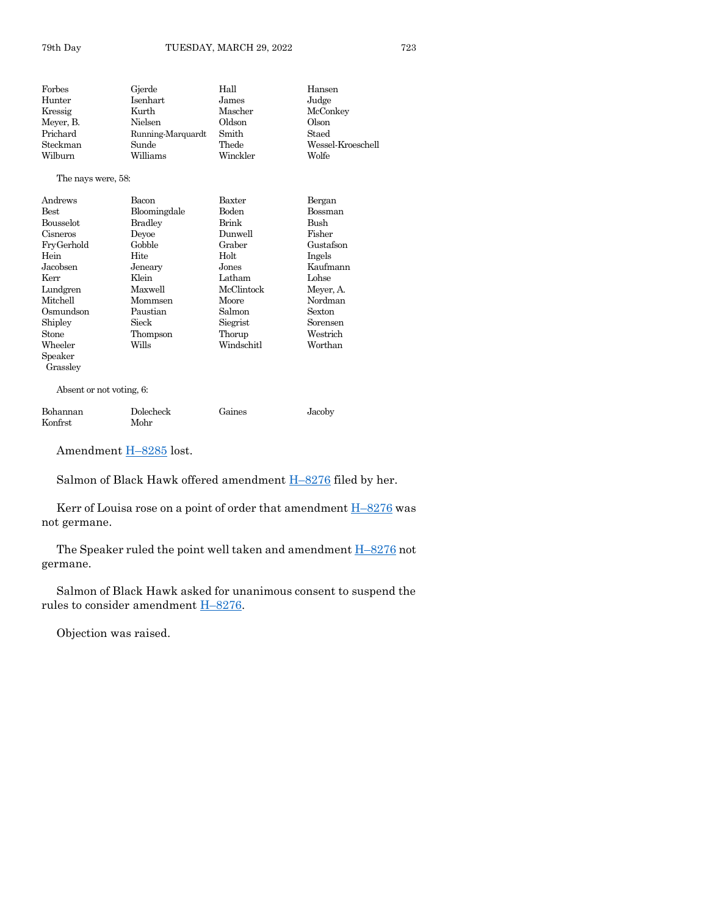| | | | |
|---|---|---|---|
| Forbes | Gjerde | Hall | Hansen |
| Hunter | Isenhart | James | Judge |
| Kressig | Kurth | Mascher | McConkey |
| Meyer, B. | Nielsen | Oldson | Olson |
| Prichard | Running-Marquardt | Smith | Staed |
| Steckman | Sunde | Thede | Wessel-Kroeschell |
| Wilburn | Williams | Winckler | Wolfe |

The nays were, 58:

| | | | |
|---|---|---|---|
| Andrews | Bacon | Baxter | Bergan |
| Best | Bloomingdale | Boden | Bossman |
| Bousselot | Bradley | Brink | Bush |
| Cisneros | Deyoe | Dunwell | Fisher |
| FryGerhold | Gobble | Graber | Gustafson |
| Hein | Hite | Holt | Ingels |
| Jacobsen | Jeneary | Jones | Kaufmann |
| Kerr | Klein | Latham | Lohse |
| Lundgren | Maxwell | McClintock | Meyer, A. |
| Mitchell | Mommsen | Moore | Nordman |
| Osmundson | Paustian | Salmon | Sexton |
| Shipley | Sieck | Siegrist | Sorensen |
| Stone | Thompson | Thorup | Westrich |
| Wheeler | Wills | Windschitl | Worthan |
| Speaker Grassley | | | |

Absent or not voting, 6:

| | | | |
|---|---|---|---|
| Bohannan | Dolecheck | Gaines | Jacoby |
| Konfrst | Mohr | | |

Amendment H–8285 lost.

Salmon of Black Hawk offered amendment H–8276 filed by her.

Kerr of Louisa rose on a point of order that amendment H–8276 was not germane.

The Speaker ruled the point well taken and amendment H–8276 not germane.

Salmon of Black Hawk asked for unanimous consent to suspend the rules to consider amendment H–8276.

Objection was raised.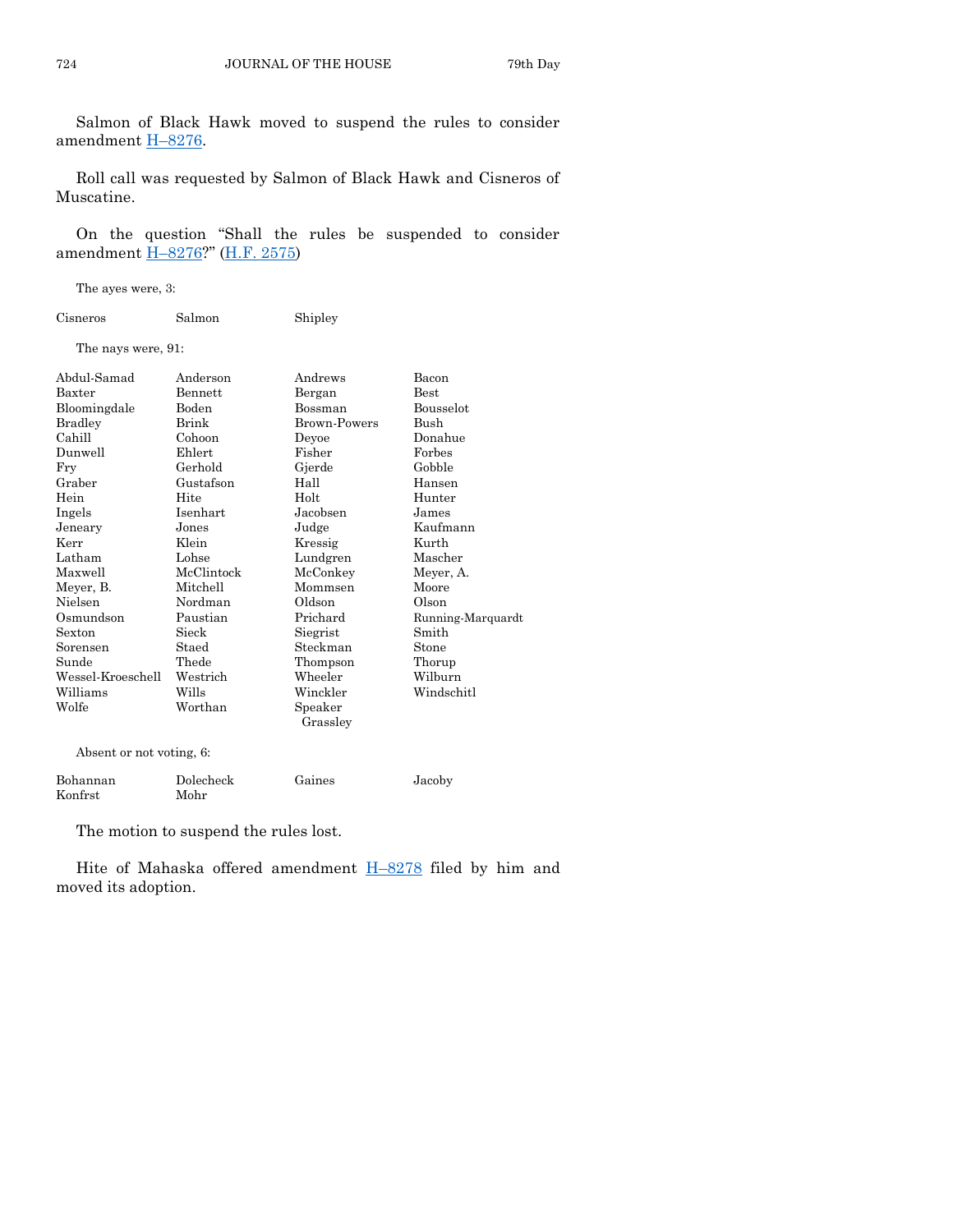Salmon of Black Hawk moved to suspend the rules to consider amendment H–8276.

Roll call was requested by Salmon of Black Hawk and Cisneros of Muscatine.

On the question "Shall the rules be suspended to consider amendment H–8276?" (H.F. 2575)

The ayes were, 3:

| | | |
|---|---|---|
| Cisneros | Salmon | Shipley |

The nays were, 91:

| | | | |
|---|---|---|---|
| Abdul-Samad | Anderson | Andrews | Bacon |
| Baxter | Bennett | Bergan | Best |
| Bloomingdale | Boden | Bossman | Bousselot |
| Bradley | Brink | Brown-Powers | Bush |
| Cahill | Cohoon | Deyoe | Donahue |
| Dunwell | Ehlert | Fisher | Forbes |
| Fry | Gerhold | Gjerde | Gobble |
| Graber | Gustafson | Hall | Hansen |
| Hein | Hite | Holt | Hunter |
| Ingels | Isenhart | Jacobsen | James |
| Jeneary | Jones | Judge | Kaufmann |
| Kerr | Klein | Kressig | Kurth |
| Latham | Lohse | Lundgren | Mascher |
| Maxwell | McClintock | McConkey | Meyer, A. |
| Meyer, B. | Mitchell | Mommsen | Moore |
| Nielsen | Nordman | Oldson | Olson |
| Osmundson | Paustian | Prichard | Running-Marquardt |
| Sexton | Sieck | Siegrist | Smith |
| Sorensen | Staed | Steckman | Stone |
| Sunde | Thede | Thompson | Thorup |
| Wessel-Kroeschell | Westrich | Wheeler | Wilburn |
| Williams | Wills | Winckler | Windschitl |
| Wolfe | Worthan | Speaker Grassley | |

Absent or not voting, 6:

| | | | |
|---|---|---|---|
| Bohannan | Dolecheck | Gaines | Jacoby |
| Konfrst | Mohr | | |

The motion to suspend the rules lost.

Hite of Mahaska offered amendment H–8278 filed by him and moved its adoption.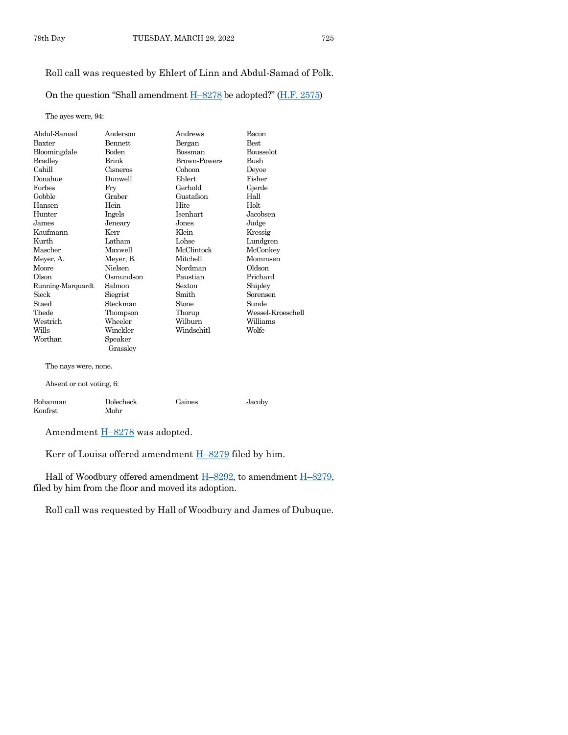Roll call was requested by Ehlert of Linn and Abdul-Samad of Polk.

On the question "Shall amendment H–8278 be adopted?" (H.F. 2575)

The ayes were, 94:

| | | | |
|---|---|---|---|
| Abdul-Samad | Anderson | Andrews | Bacon |
| Baxter | Bennett | Bergan | Best |
| Bloomingdale | Boden | Bossman | Bousselot |
| Bradley | Brink | Brown-Powers | Bush |
| Cahill | Cisneros | Cohoon | Deyoe |
| Donahue | Dunwell | Ehlert | Fisher |
| Forbes | Fry | Gerhold | Gjerde |
| Gobble | Graber | Gustafson | Hall |
| Hansen | Hein | Hite | Holt |
| Hunter | Ingels | Isenhart | Jacobsen |
| James | Jeneary | Jones | Judge |
| Kaufmann | Kerr | Klein | Kressig |
| Kurth | Latham | Lohse | Lundgren |
| Mascher | Maxwell | McClintock | McConkey |
| Meyer, A. | Meyer, B. | Mitchell | Mommsen |
| Moore | Nielsen | Nordman | Oldson |
| Olson | Osmundson | Paustian | Prichard |
| Running-Marquardt | Salmon | Sexton | Shipley |
| Sieck | Siegrist | Smith | Sorensen |
| Staed | Steckman | Stone | Sunde |
| Thede | Thompson | Thorup | Wessel-Kroeschell |
| Westrich | Wheeler | Wilburn | Williams |
| Wills | Winckler | Windschitl | Wolfe |
| Worthan | Speaker Grassley | | |

The nays were, none.

Absent or not voting, 6:

| | | | |
|---|---|---|---|
| Bohannan | Dolecheck | Gaines | Jacoby |
| Konfrst | Mohr | | |

Amendment H–8278 was adopted.

Kerr of Louisa offered amendment H–8279 filed by him.

Hall of Woodbury offered amendment H–8292, to amendment H–8279, filed by him from the floor and moved its adoption.

Roll call was requested by Hall of Woodbury and James of Dubuque.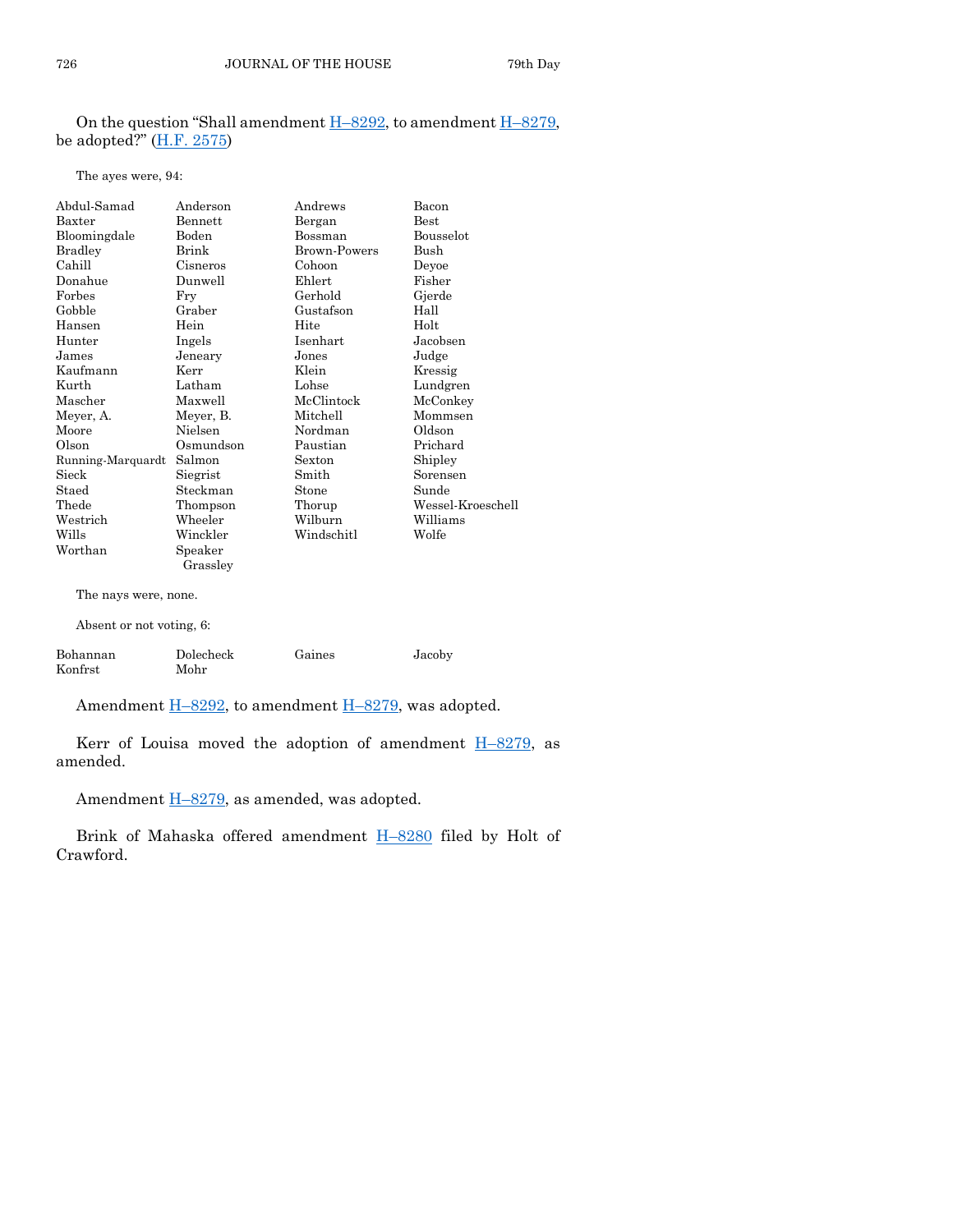On the question "Shall amendment H–8292, to amendment H–8279, be adopted?" (H.F. 2575)

The ayes were, 94:

| | | | |
|---|---|---|---|
| Abdul-Samad | Anderson | Andrews | Bacon |
| Baxter | Bennett | Bergan | Best |
| Bloomingdale | Boden | Bossman | Bousselot |
| Bradley | Brink | Brown-Powers | Bush |
| Cahill | Cisneros | Cohoon | Deyoe |
| Donahue | Dunwell | Ehlert | Fisher |
| Forbes | Fry | Gerhold | Gjerde |
| Gobble | Graber | Gustafson | Hall |
| Hansen | Hein | Hite | Holt |
| Hunter | Ingels | Isenhart | Jacobsen |
| James | Jeneary | Jones | Judge |
| Kaufmann | Kerr | Klein | Kressig |
| Kurth | Latham | Lohse | Lundgren |
| Mascher | Maxwell | McClintock | McConkey |
| Meyer, A. | Meyer, B. | Mitchell | Mommsen |
| Moore | Nielsen | Nordman | Oldson |
| Olson | Osmundson | Paustian | Prichard |
| Running-Marquardt | Salmon | Sexton | Shipley |
| Sieck | Siegrist | Smith | Sorensen |
| Staed | Steckman | Stone | Sunde |
| Thede | Thompson | Thorup | Wessel-Kroeschell |
| Westrich | Wheeler | Wilburn | Williams |
| Wills | Winckler | Windschitl | Wolfe |
| Worthan | Speaker Grassley | | |

The nays were, none.

Absent or not voting, 6:

| | | | |
|---|---|---|---|
| Bohannan | Dolecheck | Gaines | Jacoby |
| Konfrst | Mohr | | |

Amendment H–8292, to amendment H–8279, was adopted.

Kerr of Louisa moved the adoption of amendment H–8279, as amended.

Amendment H–8279, as amended, was adopted.

Brink of Mahaska offered amendment H–8280 filed by Holt of Crawford.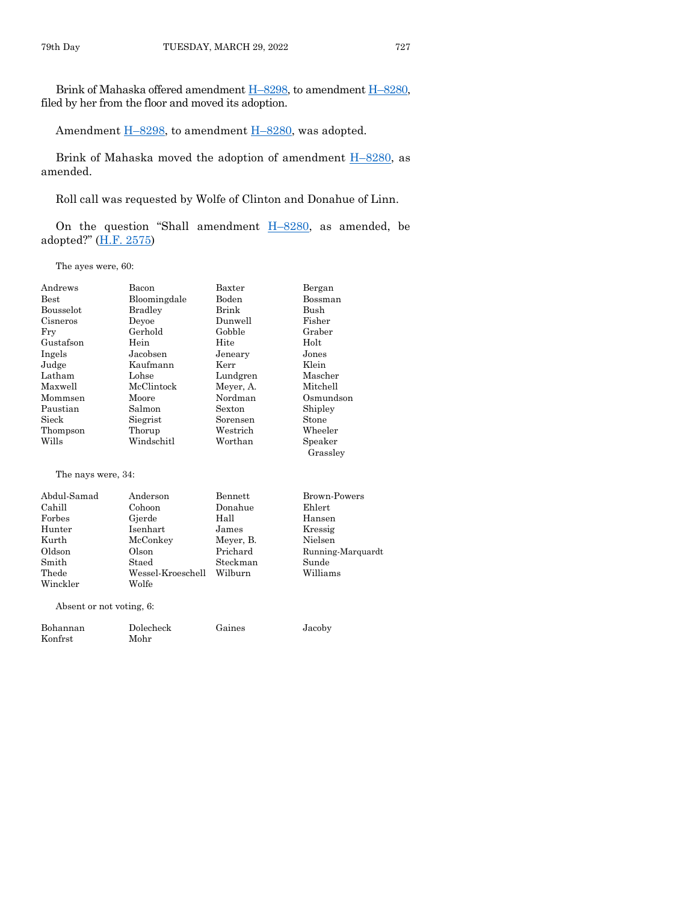Brink of Mahaska offered amendment H–8298, to amendment H–8280, filed by her from the floor and moved its adoption.

Amendment H–8298, to amendment H–8280, was adopted.

Brink of Mahaska moved the adoption of amendment H–8280, as amended.

Roll call was requested by Wolfe of Clinton and Donahue of Linn.

On the question "Shall amendment H–8280, as amended, be adopted?" (H.F. 2575)

The ayes were, 60:

| | | | |
|---|---|---|---|
| Andrews | Bacon | Baxter | Bergan |
| Best | Bloomingdale | Boden | Bossman |
| Bousselot | Bradley | Brink | Bush |
| Cisneros | Deyoe | Dunwell | Fisher |
| Fry | Gerhold | Gobble | Graber |
| Gustafson | Hein | Hite | Holt |
| Ingels | Jacobsen | Jeneary | Jones |
| Judge | Kaufmann | Kerr | Klein |
| Latham | Lohse | Lundgren | Mascher |
| Maxwell | McClintock | Meyer, A. | Mitchell |
| Mommsen | Moore | Nordman | Osmundson |
| Paustian | Salmon | Sexton | Shipley |
| Sieck | Siegrist | Sorensen | Stone |
| Thompson | Thorup | Westrich | Wheeler |
| Wills | Windschitl | Worthan | Speaker Grassley |

The nays were, 34:

| | | | |
|---|---|---|---|
| Abdul-Samad | Anderson | Bennett | Brown-Powers |
| Cahill | Cohoon | Donahue | Ehlert |
| Forbes | Gjerde | Hall | Hansen |
| Hunter | Isenhart | James | Kressig |
| Kurth | McConkey | Meyer, B. | Nielsen |
| Oldson | Olson | Prichard | Running-Marquardt |
| Smith | Staed | Steckman | Sunde |
| Thede | Wessel-Kroeschell | Wilburn | Williams |
| Winckler | Wolfe | | |

Absent or not voting, 6:

| | | | |
|---|---|---|---|
| Bohannan | Dolecheck | Gaines | Jacoby |
| Konfrst | Mohr | | |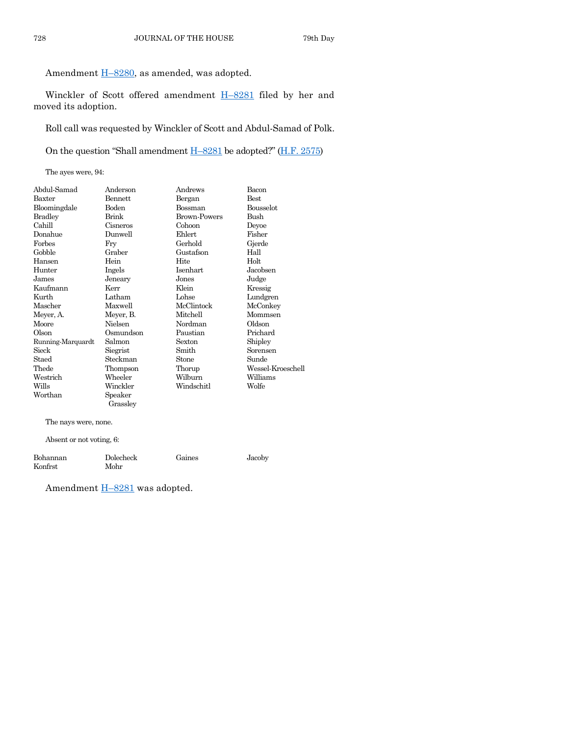Amendment H–8280, as amended, was adopted.

Winckler of Scott offered amendment H–8281 filed by her and moved its adoption.

Roll call was requested by Winckler of Scott and Abdul-Samad of Polk.

On the question "Shall amendment H–8281 be adopted?" (H.F. 2575)

The ayes were, 94:

| | | | |
|---|---|---|---|
| Abdul-Samad | Anderson | Andrews | Bacon |
| Baxter | Bennett | Bergan | Best |
| Bloomingdale | Boden | Bossman | Bousselot |
| Bradley | Brink | Brown-Powers | Bush |
| Cahill | Cisneros | Cohoon | Deyoe |
| Donahue | Dunwell | Ehlert | Fisher |
| Forbes | Fry | Gerhold | Gjerde |
| Gobble | Graber | Gustafson | Hall |
| Hansen | Hein | Hite | Holt |
| Hunter | Ingels | Isenhart | Jacobsen |
| James | Jeneary | Jones | Judge |
| Kaufmann | Kerr | Klein | Kressig |
| Kurth | Latham | Lohse | Lundgren |
| Mascher | Maxwell | McClintock | McConkey |
| Meyer, A. | Meyer, B. | Mitchell | Mommsen |
| Moore | Nielsen | Nordman | Oldson |
| Olson | Osmundson | Paustian | Prichard |
| Running-Marquardt | Salmon | Sexton | Shipley |
| Sieck | Siegrist | Smith | Sorensen |
| Staed | Steckman | Stone | Sunde |
| Thede | Thompson | Thorup | Wessel-Kroeschell |
| Westrich | Wheeler | Wilburn | Williams |
| Wills | Winckler | Windschitl | Wolfe |
| Worthan | Speaker Grassley | | |

The nays were, none.

Absent or not voting, 6:

| | | | |
|---|---|---|---|
| Bohannan | Dolecheck | Gaines | Jacoby |
| Konfrst | Mohr | | |

Amendment H–8281 was adopted.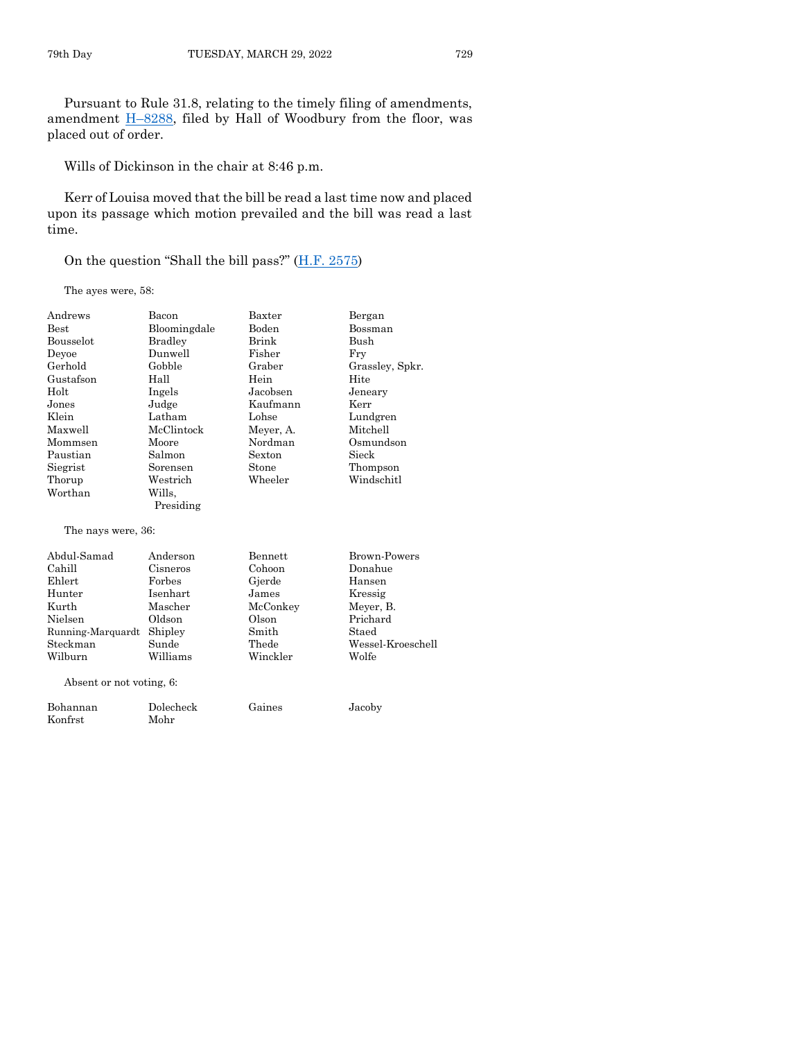Pursuant to Rule 31.8, relating to the timely filing of amendments, amendment H–8288, filed by Hall of Woodbury from the floor, was placed out of order.

Wills of Dickinson in the chair at 8:46 p.m.

Kerr of Louisa moved that the bill be read a last time now and placed upon its passage which motion prevailed and the bill was read a last time.

On the question "Shall the bill pass?" (H.F. 2575)

The ayes were, 58:

| | | | |
|---|---|---|---|
| Andrews | Bacon | Baxter | Bergan |
| Best | Bloomingdale | Boden | Bossman |
| Bousselot | Bradley | Brink | Bush |
| Deyoe | Dunwell | Fisher | Fry |
| Gerhold | Gobble | Graber | Grassley, Spkr. |
| Gustafson | Hall | Hein | Hite |
| Holt | Ingels | Jacobsen | Jeneary |
| Jones | Judge | Kaufmann | Kerr |
| Klein | Latham | Lohse | Lundgren |
| Maxwell | McClintock | Meyer, A. | Mitchell |
| Mommsen | Moore | Nordman | Osmundson |
| Paustian | Salmon | Sexton | Sieck |
| Siegrist | Sorensen | Stone | Thompson |
| Thorup | Westrich | Wheeler | Windschitl |
| Worthan | Wills, Presiding | | |

The nays were, 36:

| | | | |
|---|---|---|---|
| Abdul-Samad | Anderson | Bennett | Brown-Powers |
| Cahill | Cisneros | Cohoon | Donahue |
| Ehlert | Forbes | Gjerde | Hansen |
| Hunter | Isenhart | James | Kressig |
| Kurth | Mascher | McConkey | Meyer, B. |
| Nielsen | Oldson | Olson | Prichard |
| Running-Marquardt | Shipley | Smith | Staed |
| Steckman | Sunde | Thede | Wessel-Kroeschell |
| Wilburn | Williams | Winckler | Wolfe |

Absent or not voting, 6:

| | | | |
|---|---|---|---|
| Bohannan | Dolecheck | Gaines | Jacoby |
| Konfrst | Mohr | | |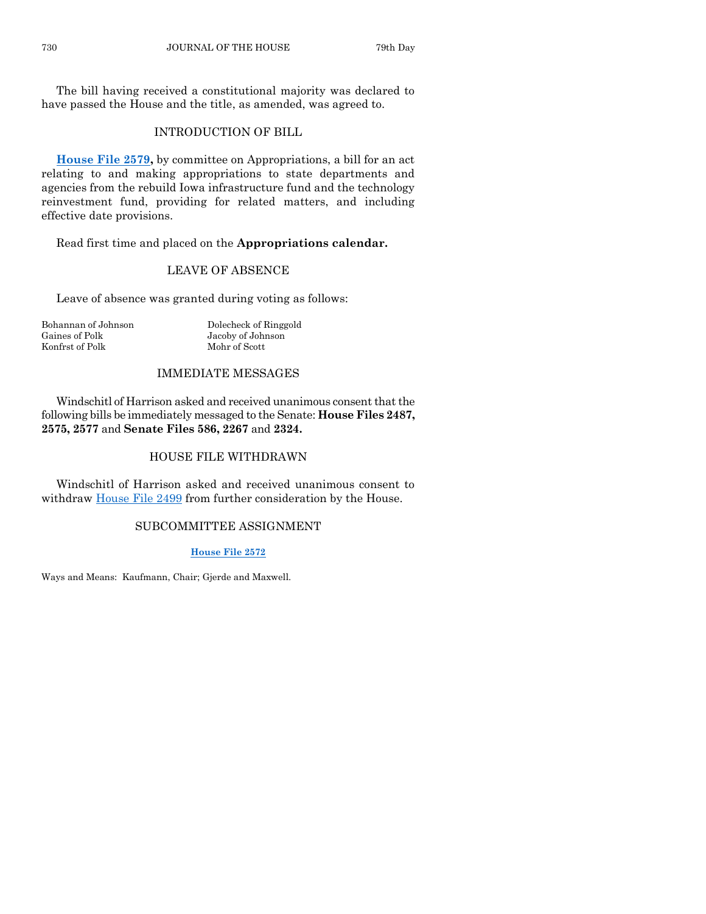The bill having received a constitutional majority was declared to have passed the House and the title, as amended, was agreed to.

## INTRODUCTION OF BILL

**House File 2579,** by committee on Appropriations, a bill for an act relating to and making appropriations to state departments and agencies from the rebuild Iowa infrastructure fund and the technology reinvestment fund, providing for related matters, and including effective date provisions.

Read first time and placed on the **Appropriations calendar.**

## LEAVE OF ABSENCE

Leave of absence was granted during voting as follows:

| | |
|---|---|
| Bohannan of Johnson | Dolecheck of Ringgold |
| Gaines of Polk | Jacoby of Johnson |
| Konfrst of Polk | Mohr of Scott |

## IMMEDIATE MESSAGES

Windschitl of Harrison asked and received unanimous consent that the following bills be immediately messaged to the Senate: **House Files 2487, 2575, 2577** and **Senate Files 586, 2267** and **2324.**

## HOUSE FILE WITHDRAWN

Windschitl of Harrison asked and received unanimous consent to withdraw House File 2499 from further consideration by the House.

## SUBCOMMITTEE ASSIGNMENT

**House File 2572**

Ways and Means: Kaufmann, Chair; Gjerde and Maxwell.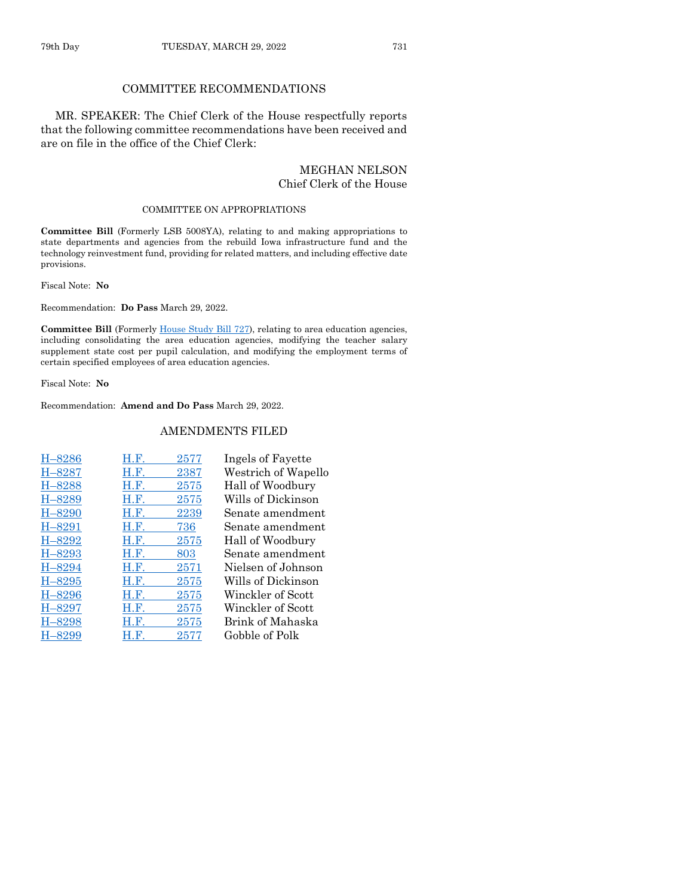## COMMITTEE RECOMMENDATIONS

MR. SPEAKER: The Chief Clerk of the House respectfully reports that the following committee recommendations have been received and are on file in the office of the Chief Clerk:

MEGHAN NELSON
Chief Clerk of the House

### COMMITTEE ON APPROPRIATIONS

**Committee Bill** (Formerly LSB 5008YA), relating to and making appropriations to state departments and agencies from the rebuild Iowa infrastructure fund and the technology reinvestment fund, providing for related matters, and including effective date provisions.

Fiscal Note: **No**

Recommendation: **Do Pass** March 29, 2022.

**Committee Bill** (Formerly House Study Bill 727), relating to area education agencies, including consolidating the area education agencies, modifying the teacher salary supplement state cost per pupil calculation, and modifying the employment terms of certain specified employees of area education agencies.

Fiscal Note: **No**

Recommendation: **Amend and Do Pass** March 29, 2022.

## AMENDMENTS FILED

| | | |
|---|---|---|
| H–8286 | H.F. 2577 | Ingels of Fayette |
| H–8287 | H.F. 2387 | Westrich of Wapello |
| H–8288 | H.F. 2575 | Hall of Woodbury |
| H–8289 | H.F. 2575 | Wills of Dickinson |
| H–8290 | H.F. 2239 | Senate amendment |
| H–8291 | H.F. 736 | Senate amendment |
| H–8292 | H.F. 2575 | Hall of Woodbury |
| H–8293 | H.F. 803 | Senate amendment |
| H–8294 | H.F. 2571 | Nielsen of Johnson |
| H–8295 | H.F. 2575 | Wills of Dickinson |
| H–8296 | H.F. 2575 | Winckler of Scott |
| H–8297 | H.F. 2575 | Winckler of Scott |
| H–8298 | H.F. 2575 | Brink of Mahaska |
| H–8299 | H.F. 2577 | Gobble of Polk |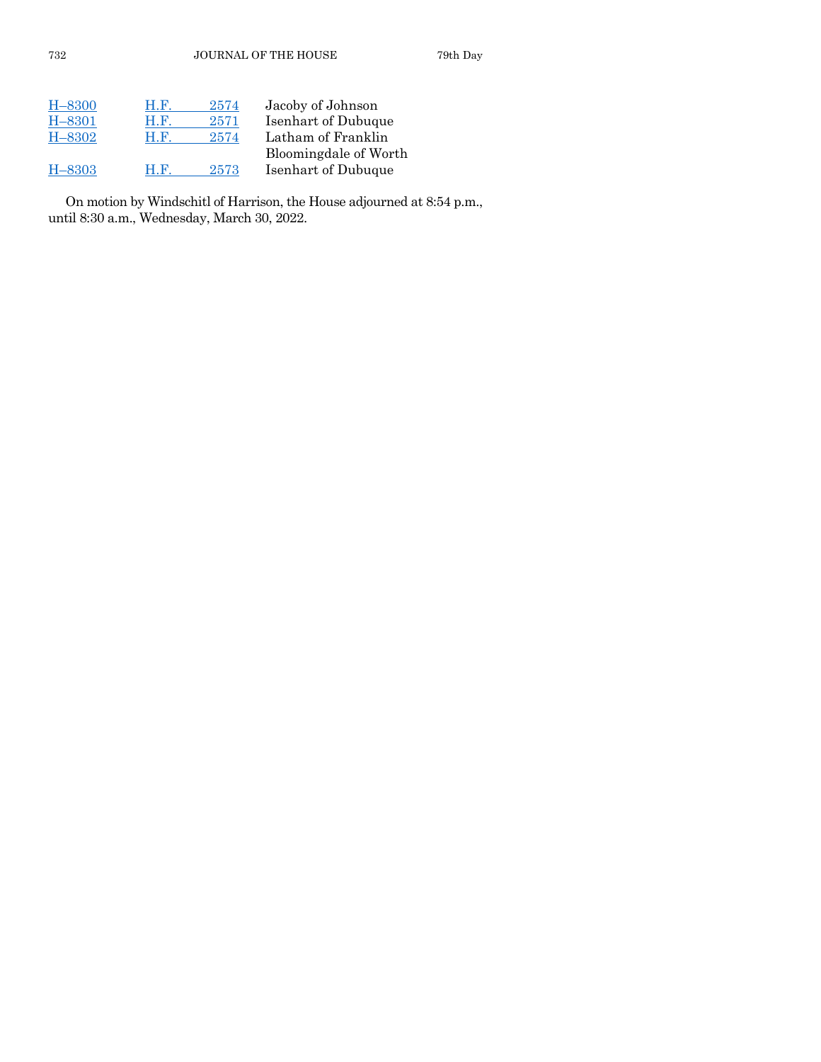| | | | |
|---|---|---|---|
| H–8300 | H.F. | 2574 | Jacoby of Johnson |
| H–8301 | H.F. | 2571 | Isenhart of Dubuque |
| H–8302 | H.F. | 2574 | Latham of Franklin<br>Bloomingdale of Worth |
| H–8303 | H.F. | 2573 | Isenhart of Dubuque |

On motion by Windschitl of Harrison, the House adjourned at 8:54 p.m., until 8:30 a.m., Wednesday, March 30, 2022.